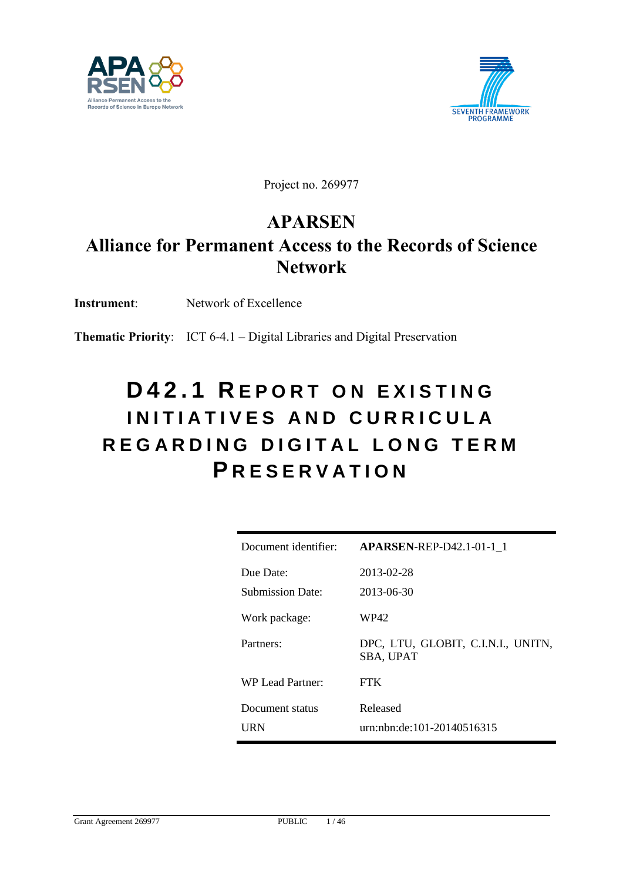Project no. 269977

# APARSEN

## Alliance for Permanent Access to the Records of Science Network

**Instrument**: Network of Excellence

**Thematic Priority**: ICT 6-4.1 – Digital Libraries and Digital Preservation

# D42.1 Report on existing initiatives and curricula regarding digital long term preservation

| | |
|---|---|
| Document identifier: | **APARSEN**-REP-D42.1-01-1_1 |
| Due Date: | 2013-02-28 |
| Submission Date: | 2013-06-30 |
| Work package: | WP42 |
| Partners: | DPC, LTU, GLOBIT, C.I.N.I., UNITN, SBA, UPAT |
| WP Lead Partner: | FTK |
| Document status | Released |
| URN | urn:nbn:de:101-20140516315 |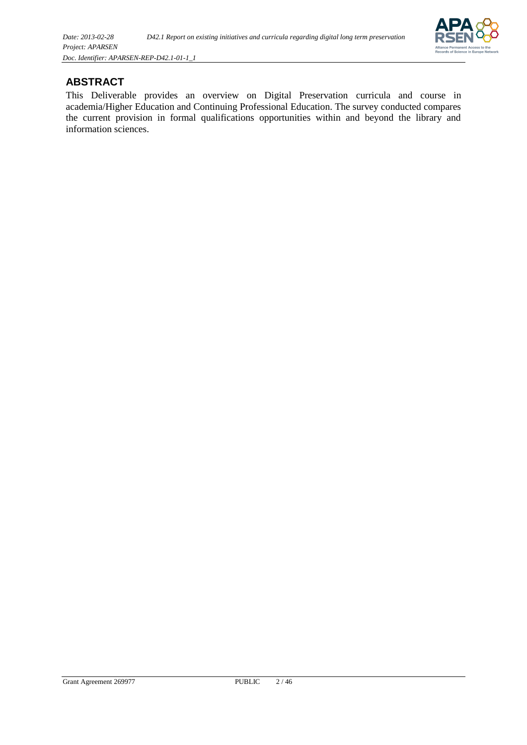## ABSTRACT

This Deliverable provides an overview on Digital Preservation curricula and course in academia/Higher Education and Continuing Professional Education. The survey conducted compares the current provision in formal qualifications opportunities within and beyond the library and information sciences.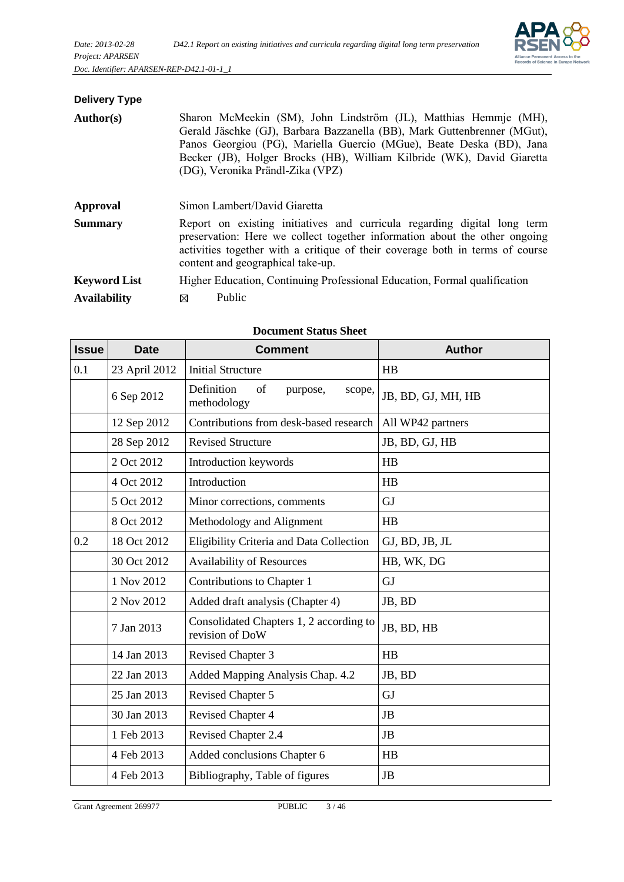**Delivery Type**

| | |
|---|---|
| **Author(s)** | Sharon McMeekin (SM), John Lindström (JL), Matthias Hemmje (MH), Gerald Jäschke (GJ), Barbara Bazzanella (BB), Mark Guttenbrenner (MGut), Panos Georgiou (PG), Mariella Guercio (MGue), Beate Deska (BD), Jana Becker (JB), Holger Brocks (HB), William Kilbride (WK), David Giaretta (DG), Veronika Prändl-Zika (VPZ) |
| **Approval** | Simon Lambert/David Giaretta |
| **Summary** | Report on existing initiatives and curricula regarding digital long term preservation: Here we collect together information about the other ongoing activities together with a critique of their coverage both in terms of course content and geographical take-up. |
| **Keyword List** | Higher Education, Continuing Professional Education, Formal qualification |
| **Availability** | ☒ Public |

**Document Status Sheet**

| Issue | Date | Comment | Author |
|---|---|---|---|
| 0.1 | 23 April 2012 | Initial Structure | HB |
| | 6 Sep 2012 | Definition of purpose, scope, methodology | JB, BD, GJ, MH, HB |
| | 12 Sep 2012 | Contributions from desk-based research | All WP42 partners |
| | 28 Sep 2012 | Revised Structure | JB, BD, GJ, HB |
| | 2 Oct 2012 | Introduction keywords | HB |
| | 4 Oct 2012 | Introduction | HB |
| | 5 Oct 2012 | Minor corrections, comments | GJ |
| | 8 Oct 2012 | Methodology and Alignment | HB |
| 0.2 | 18 Oct 2012 | Eligibility Criteria and Data Collection | GJ, BD, JB, JL |
| | 30 Oct 2012 | Availability of Resources | HB, WK, DG |
| | 1 Nov 2012 | Contributions to Chapter 1 | GJ |
| | 2 Nov 2012 | Added draft analysis (Chapter 4) | JB, BD |
| | 7 Jan 2013 | Consolidated Chapters 1, 2 according to revision of DoW | JB, BD, HB |
| | 14 Jan 2013 | Revised Chapter 3 | HB |
| | 22 Jan 2013 | Added Mapping Analysis Chap. 4.2 | JB, BD |
| | 25 Jan 2013 | Revised Chapter 5 | GJ |
| | 30 Jan 2013 | Revised Chapter 4 | JB |
| | 1 Feb 2013 | Revised Chapter 2.4 | JB |
| | 4 Feb 2013 | Added conclusions Chapter 6 | HB |
| | 4 Feb 2013 | Bibliography, Table of figures | JB |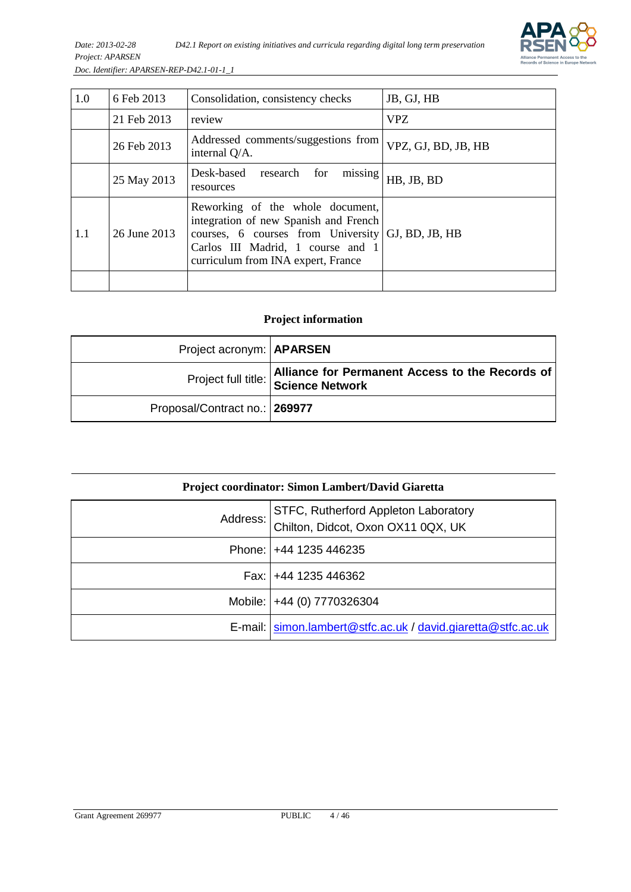| 1.0 | 6 Feb 2013 | Consolidation, consistency checks | JB, GJ, HB |
|---|---|---|---|
| | 21 Feb 2013 | review | VPZ |
| | 26 Feb 2013 | Addressed comments/suggestions from internal Q/A. | VPZ, GJ, BD, JB, HB |
| | 25 May 2013 | Desk-based research for missing resources | HB, JB, BD |
| 1.1 | 26 June 2013 | Reworking of the whole document, integration of new Spanish and French courses, 6 courses from University Carlos III Madrid, 1 course and 1 curriculum from INA expert, France | GJ, BD, JB, HB |
| | | | |

## Project information

| Project acronym: | **APARSEN** |
|---|---|
| Project full title: | **Alliance for Permanent Access to the Records of Science Network** |
| Proposal/Contract no.: | **269977** |

## Project coordinator: Simon Lambert/David Giaretta

| Address: | STFC, Rutherford Appleton Laboratory<br>Chilton, Didcot, Oxon OX11 0QX, UK |
|---|---|
| Phone: | +44 1235 446235 |
| Fax: | +44 1235 446362 |
| Mobile: | +44 (0) 7770326304 |
| E-mail: | simon.lambert@stfc.ac.uk / david.giaretta@stfc.ac.uk |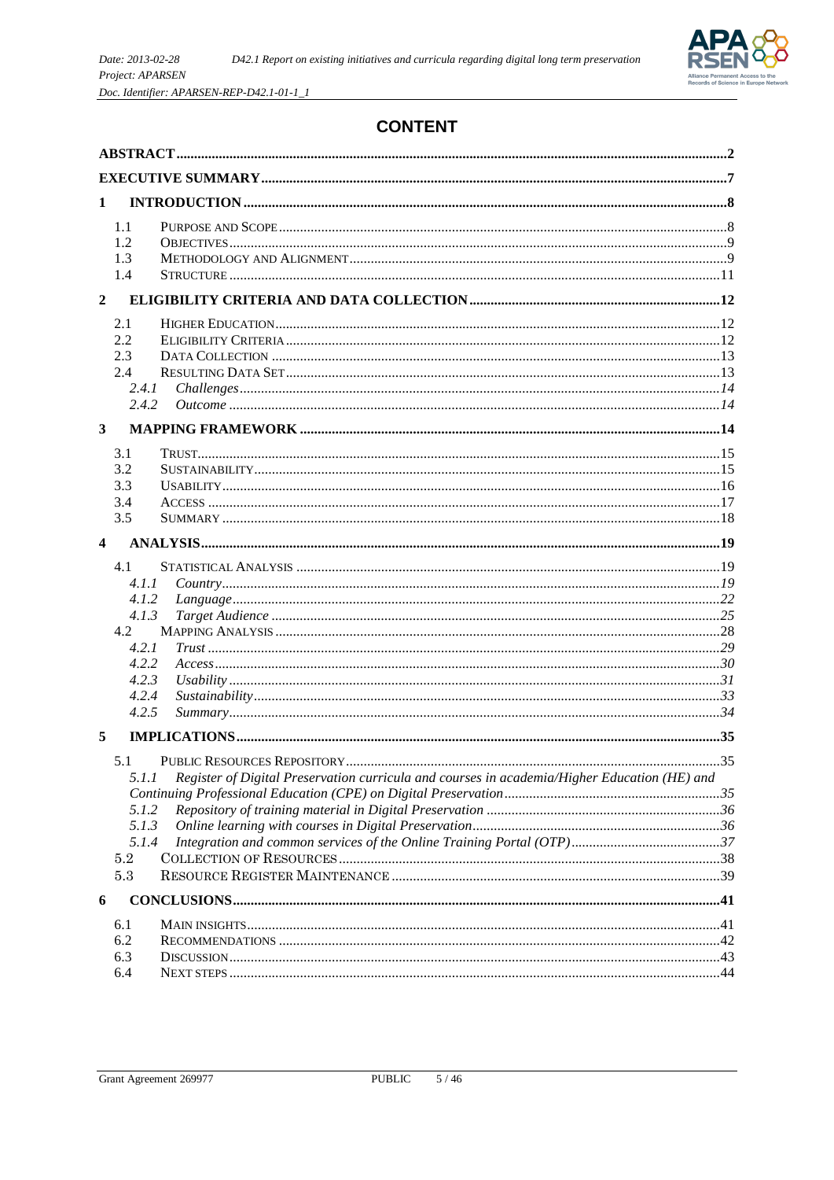# CONTENT

ABSTRACT ........................................ 2

EXECUTIVE SUMMARY ........................................ 7

1 INTRODUCTION ........................................ 8

- 1.1 Purpose and Scope ........................................ 8
- 1.2 Objectives ........................................ 9
- 1.3 Methodology and Alignment ........................................ 9
- 1.4 Structure ........................................ 11

2 ELIGIBILITY CRITERIA AND DATA COLLECTION ........................................ 12

- 2.1 Higher Education ........................................ 12
- 2.2 Eligibility Criteria ........................................ 12
- 2.3 Data Collection ........................................ 13
- 2.4 Resulting Data Set ........................................ 13
  - *2.4.1 Challenges* ........................................ *14*
  - *2.4.2 Outcome* ........................................ *14*

3 MAPPING FRAMEWORK ........................................ 14

- 3.1 Trust ........................................ 15
- 3.2 Sustainability ........................................ 15
- 3.3 Usability ........................................ 16
- 3.4 Access ........................................ 17
- 3.5 Summary ........................................ 18

4 ANALYSIS ........................................ 19

- 4.1 Statistical Analysis ........................................ 19
  - *4.1.1 Country* ........................................ *19*
  - *4.1.2 Language* ........................................ *22*
  - *4.1.3 Target Audience* ........................................ *25*
- 4.2 Mapping Analysis ........................................ 28
  - *4.2.1 Trust* ........................................ *29*
  - *4.2.2 Access* ........................................ *30*
  - *4.2.3 Usability* ........................................ *31*
  - *4.2.4 Sustainability* ........................................ *33*
  - *4.2.5 Summary* ........................................ *34*

5 IMPLICATIONS ........................................ 35

- 5.1 Public Resources Repository ........................................ 35
  - *5.1.1 Register of Digital Preservation curricula and courses in academia/Higher Education (HE) and Continuing Professional Education (CPE) on Digital Preservation* ........................................ *35*
  - *5.1.2 Repository of training material in Digital Preservation* ........................................ *36*
  - *5.1.3 Online learning with courses in Digital Preservation* ........................................ *36*
  - *5.1.4 Integration and common services of the Online Training Portal (OTP)* ........................................ *37*
- 5.2 Collection of Resources ........................................ 38
- 5.3 Resource Register Maintenance ........................................ 39

6 CONCLUSIONS ........................................ 41

- 6.1 Main Insights ........................................ 41
- 6.2 Recommendations ........................................ 42
- 6.3 Discussion ........................................ 43
- 6.4 Next Steps ........................................ 44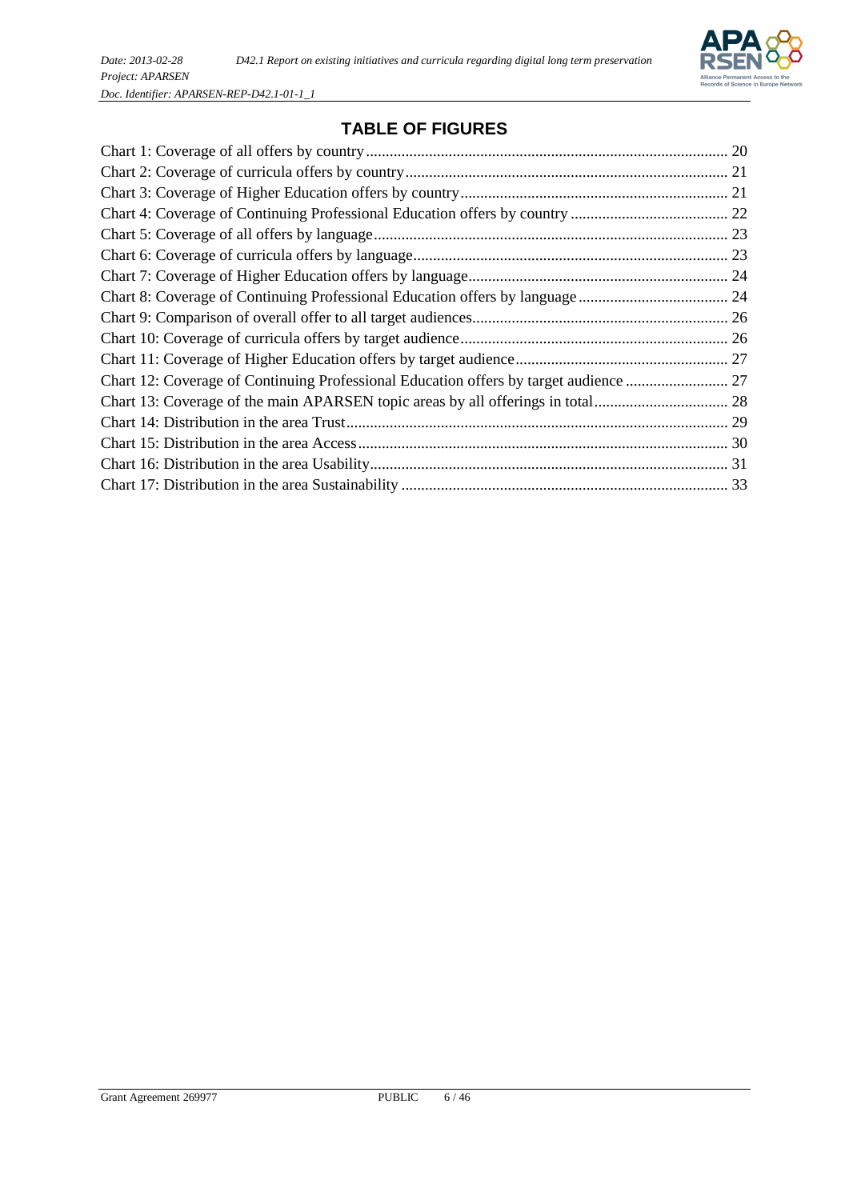# TABLE OF FIGURES

Chart 1: Coverage of all offers by country ........ 20
Chart 2: Coverage of curricula offers by country ........ 21
Chart 3: Coverage of Higher Education offers by country ........ 21
Chart 4: Coverage of Continuing Professional Education offers by country ........ 22
Chart 5: Coverage of all offers by language ........ 23
Chart 6: Coverage of curricula offers by language ........ 23
Chart 7: Coverage of Higher Education offers by language ........ 24
Chart 8: Coverage of Continuing Professional Education offers by language ........ 24
Chart 9: Comparison of overall offer to all target audiences ........ 26
Chart 10: Coverage of curricula offers by target audience ........ 26
Chart 11: Coverage of Higher Education offers by target audience ........ 27
Chart 12: Coverage of Continuing Professional Education offers by target audience ........ 27
Chart 13: Coverage of the main APARSEN topic areas by all offerings in total ........ 28
Chart 14: Distribution in the area Trust ........ 29
Chart 15: Distribution in the area Access ........ 30
Chart 16: Distribution in the area Usability ........ 31
Chart 17: Distribution in the area Sustainability ........ 33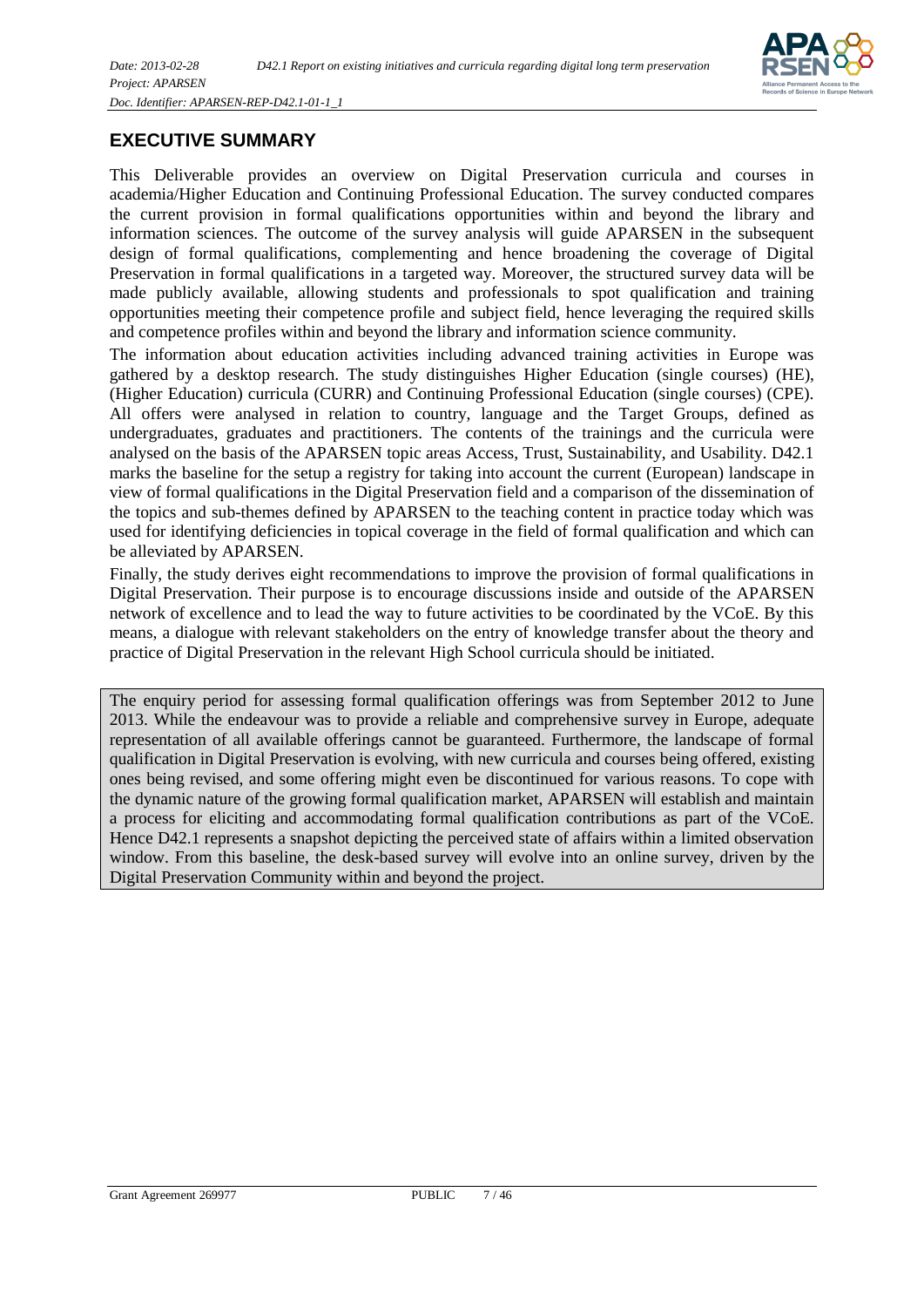# EXECUTIVE SUMMARY

This Deliverable provides an overview on Digital Preservation curricula and courses in academia/Higher Education and Continuing Professional Education. The survey conducted compares the current provision in formal qualifications opportunities within and beyond the library and information sciences. The outcome of the survey analysis will guide APARSEN in the subsequent design of formal qualifications, complementing and hence broadening the coverage of Digital Preservation in formal qualifications in a targeted way. Moreover, the structured survey data will be made publicly available, allowing students and professionals to spot qualification and training opportunities meeting their competence profile and subject field, hence leveraging the required skills and competence profiles within and beyond the library and information science community.

The information about education activities including advanced training activities in Europe was gathered by a desktop research. The study distinguishes Higher Education (single courses) (HE), (Higher Education) curricula (CURR) and Continuing Professional Education (single courses) (CPE). All offers were analysed in relation to country, language and the Target Groups, defined as undergraduates, graduates and practitioners. The contents of the trainings and the curricula were analysed on the basis of the APARSEN topic areas Access, Trust, Sustainability, and Usability. D42.1 marks the baseline for the setup a registry for taking into account the current (European) landscape in view of formal qualifications in the Digital Preservation field and a comparison of the dissemination of the topics and sub-themes defined by APARSEN to the teaching content in practice today which was used for identifying deficiencies in topical coverage in the field of formal qualification and which can be alleviated by APARSEN.

Finally, the study derives eight recommendations to improve the provision of formal qualifications in Digital Preservation. Their purpose is to encourage discussions inside and outside of the APARSEN network of excellence and to lead the way to future activities to be coordinated by the VCoE. By this means, a dialogue with relevant stakeholders on the entry of knowledge transfer about the theory and practice of Digital Preservation in the relevant High School curricula should be initiated.

The enquiry period for assessing formal qualification offerings was from September 2012 to June 2013. While the endeavour was to provide a reliable and comprehensive survey in Europe, adequate representation of all available offerings cannot be guaranteed. Furthermore, the landscape of formal qualification in Digital Preservation is evolving, with new curricula and courses being offered, existing ones being revised, and some offering might even be discontinued for various reasons. To cope with the dynamic nature of the growing formal qualification market, APARSEN will establish and maintain a process for eliciting and accommodating formal qualification contributions as part of the VCoE. Hence D42.1 represents a snapshot depicting the perceived state of affairs within a limited observation window. From this baseline, the desk-based survey will evolve into an online survey, driven by the Digital Preservation Community within and beyond the project.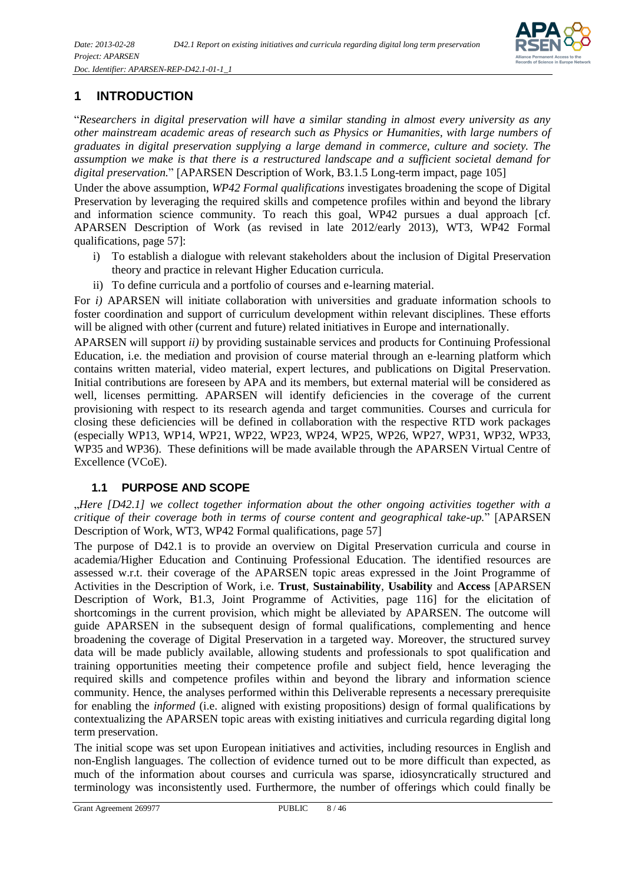# 1 INTRODUCTION

"*Researchers in digital preservation will have a similar standing in almost every university as any other mainstream academic areas of research such as Physics or Humanities, with large numbers of graduates in digital preservation supplying a large demand in commerce, culture and society. The assumption we make is that there is a restructured landscape and a sufficient societal demand for digital preservation.*" [APARSEN Description of Work, B3.1.5 Long-term impact, page 105]

Under the above assumption, *WP42 Formal qualifications* investigates broadening the scope of Digital Preservation by leveraging the required skills and competence profiles within and beyond the library and information science community. To reach this goal, WP42 pursues a dual approach [cf. APARSEN Description of Work (as revised in late 2012/early 2013), WT3, WP42 Formal qualifications, page 57]:

i) To establish a dialogue with relevant stakeholders about the inclusion of Digital Preservation theory and practice in relevant Higher Education curricula.
ii) To define curricula and a portfolio of courses and e-learning material.

For *i)* APARSEN will initiate collaboration with universities and graduate information schools to foster coordination and support of curriculum development within relevant disciplines. These efforts will be aligned with other (current and future) related initiatives in Europe and internationally.

APARSEN will support *ii)* by providing sustainable services and products for Continuing Professional Education, i.e. the mediation and provision of course material through an e-learning platform which contains written material, video material, expert lectures, and publications on Digital Preservation. Initial contributions are foreseen by APA and its members, but external material will be considered as well, licenses permitting. APARSEN will identify deficiencies in the coverage of the current provisioning with respect to its research agenda and target communities. Courses and curricula for closing these deficiencies will be defined in collaboration with the respective RTD work packages (especially WP13, WP14, WP21, WP22, WP23, WP24, WP25, WP26, WP27, WP31, WP32, WP33, WP35 and WP36). These definitions will be made available through the APARSEN Virtual Centre of Excellence (VCoE).

## 1.1 PURPOSE AND SCOPE

„*Here [D42.1] we collect together information about the other ongoing activities together with a critique of their coverage both in terms of course content and geographical take-up.*" [APARSEN Description of Work, WT3, WP42 Formal qualifications, page 57]

The purpose of D42.1 is to provide an overview on Digital Preservation curricula and course in academia/Higher Education and Continuing Professional Education. The identified resources are assessed w.r.t. their coverage of the APARSEN topic areas expressed in the Joint Programme of Activities in the Description of Work, i.e. **Trust**, **Sustainability**, **Usability** and **Access** [APARSEN Description of Work, B1.3, Joint Programme of Activities, page 116] for the elicitation of shortcomings in the current provision, which might be alleviated by APARSEN. The outcome will guide APARSEN in the subsequent design of formal qualifications, complementing and hence broadening the coverage of Digital Preservation in a targeted way. Moreover, the structured survey data will be made publicly available, allowing students and professionals to spot qualification and training opportunities meeting their competence profile and subject field, hence leveraging the required skills and competence profiles within and beyond the library and information science community. Hence, the analyses performed within this Deliverable represents a necessary prerequisite for enabling the *informed* (i.e. aligned with existing propositions) design of formal qualifications by contextualizing the APARSEN topic areas with existing initiatives and curricula regarding digital long term preservation.

The initial scope was set upon European initiatives and activities, including resources in English and non-English languages. The collection of evidence turned out to be more difficult than expected, as much of the information about courses and curricula was sparse, idiosyncratically structured and terminology was inconsistently used. Furthermore, the number of offerings which could finally be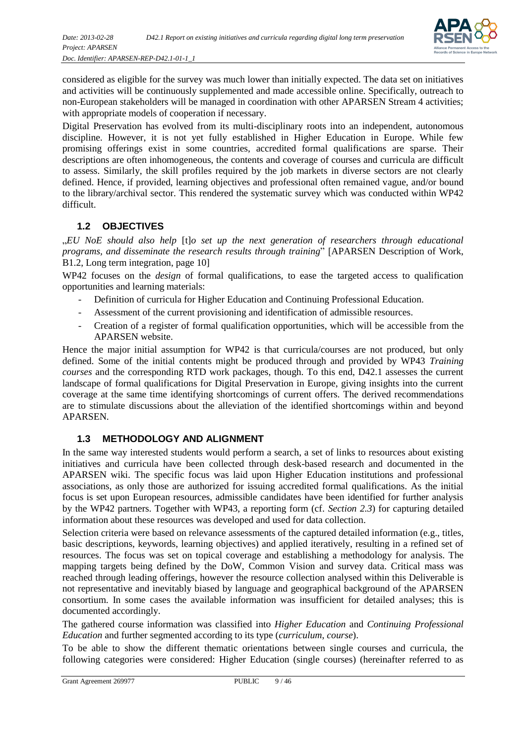considered as eligible for the survey was much lower than initially expected. The data set on initiatives and activities will be continuously supplemented and made accessible online. Specifically, outreach to non-European stakeholders will be managed in coordination with other APARSEN Stream 4 activities; with appropriate models of cooperation if necessary.

Digital Preservation has evolved from its multi-disciplinary roots into an independent, autonomous discipline. However, it is not yet fully established in Higher Education in Europe. While few promising offerings exist in some countries, accredited formal qualifications are sparse. Their descriptions are often inhomogeneous, the contents and coverage of courses and curricula are difficult to assess. Similarly, the skill profiles required by the job markets in diverse sectors are not clearly defined. Hence, if provided, learning objectives and professional often remained vague, and/or bound to the library/archival sector. This rendered the systematic survey which was conducted within WP42 difficult.

## 1.2 OBJECTIVES

„*EU NoE should also help* [t]*o set up the next generation of researchers through educational programs, and disseminate the research results through training*" [APARSEN Description of Work, B1.2, Long term integration, page 10]

WP42 focuses on the *design* of formal qualifications, to ease the targeted access to qualification opportunities and learning materials:

- Definition of curricula for Higher Education and Continuing Professional Education.
- Assessment of the current provisioning and identification of admissible resources.
- Creation of a register of formal qualification opportunities, which will be accessible from the APARSEN website.

Hence the major initial assumption for WP42 is that curricula/courses are not produced, but only defined. Some of the initial contents might be produced through and provided by WP43 *Training courses* and the corresponding RTD work packages, though. To this end, D42.1 assesses the current landscape of formal qualifications for Digital Preservation in Europe, giving insights into the current coverage at the same time identifying shortcomings of current offers. The derived recommendations are to stimulate discussions about the alleviation of the identified shortcomings within and beyond APARSEN.

## 1.3 METHODOLOGY AND ALIGNMENT

In the same way interested students would perform a search, a set of links to resources about existing initiatives and curricula have been collected through desk-based research and documented in the APARSEN wiki. The specific focus was laid upon Higher Education institutions and professional associations, as only those are authorized for issuing accredited formal qualifications. As the initial focus is set upon European resources, admissible candidates have been identified for further analysis by the WP42 partners. Together with WP43, a reporting form (cf. *Section 2.3*) for capturing detailed information about these resources was developed and used for data collection.

Selection criteria were based on relevance assessments of the captured detailed information (e.g., titles, basic descriptions, keywords, learning objectives) and applied iteratively, resulting in a refined set of resources. The focus was set on topical coverage and establishing a methodology for analysis. The mapping targets being defined by the DoW, Common Vision and survey data. Critical mass was reached through leading offerings, however the resource collection analysed within this Deliverable is not representative and inevitably biased by language and geographical background of the APARSEN consortium. In some cases the available information was insufficient for detailed analyses; this is documented accordingly.

The gathered course information was classified into *Higher Education* and *Continuing Professional Education* and further segmented according to its type (*curriculum, course*).

To be able to show the different thematic orientations between single courses and curricula, the following categories were considered: Higher Education (single courses) (hereinafter referred to as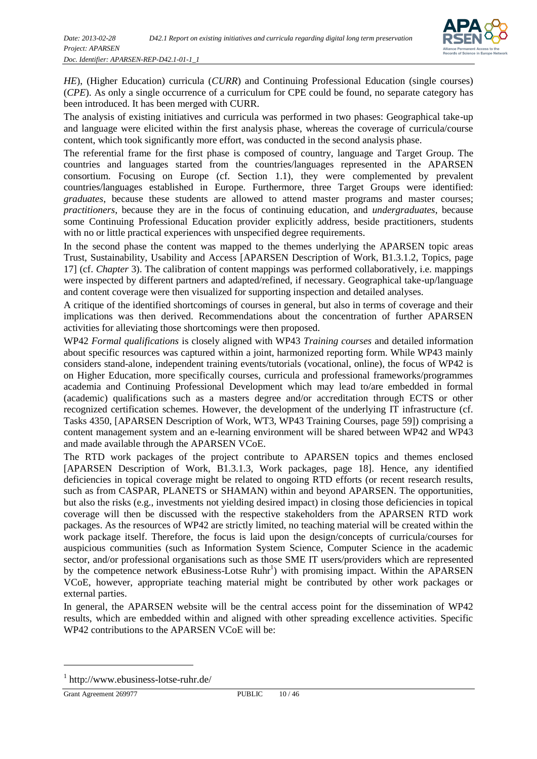*HE*), (Higher Education) curricula (*CURR*) and Continuing Professional Education (single courses) (*CPE*). As only a single occurrence of a curriculum for CPE could be found, no separate category has been introduced. It has been merged with CURR.

The analysis of existing initiatives and curricula was performed in two phases: Geographical take-up and language were elicited within the first analysis phase, whereas the coverage of curricula/course content, which took significantly more effort, was conducted in the second analysis phase.

The referential frame for the first phase is composed of country, language and Target Group. The countries and languages started from the countries/languages represented in the APARSEN consortium. Focusing on Europe (cf. Section 1.1), they were complemented by prevalent countries/languages established in Europe. Furthermore, three Target Groups were identified: *graduates*, because these students are allowed to attend master programs and master courses; *practitioners*, because they are in the focus of continuing education, and *undergraduates*, because some Continuing Professional Education provider explicitly address, beside practitioners, students with no or little practical experiences with unspecified degree requirements.

In the second phase the content was mapped to the themes underlying the APARSEN topic areas Trust, Sustainability, Usability and Access [APARSEN Description of Work, B1.3.1.2, Topics, page 17] (cf. *Chapter* 3). The calibration of content mappings was performed collaboratively, i.e. mappings were inspected by different partners and adapted/refined, if necessary. Geographical take-up/language and content coverage were then visualized for supporting inspection and detailed analyses.

A critique of the identified shortcomings of courses in general, but also in terms of coverage and their implications was then derived. Recommendations about the concentration of further APARSEN activities for alleviating those shortcomings were then proposed.

WP42 *Formal qualifications* is closely aligned with WP43 *Training courses* and detailed information about specific resources was captured within a joint, harmonized reporting form. While WP43 mainly considers stand-alone, independent training events/tutorials (vocational, online), the focus of WP42 is on Higher Education, more specifically courses, curricula and professional frameworks/programmes academia and Continuing Professional Development which may lead to/are embedded in formal (academic) qualifications such as a masters degree and/or accreditation through ECTS or other recognized certification schemes. However, the development of the underlying IT infrastructure (cf. Tasks 4350, [APARSEN Description of Work, WT3, WP43 Training Courses, page 59]) comprising a content management system and an e-learning environment will be shared between WP42 and WP43 and made available through the APARSEN VCoE.

The RTD work packages of the project contribute to APARSEN topics and themes enclosed [APARSEN Description of Work, B1.3.1.3, Work packages, page 18]. Hence, any identified deficiencies in topical coverage might be related to ongoing RTD efforts (or recent research results, such as from CASPAR, PLANETS or SHAMAN) within and beyond APARSEN. The opportunities, but also the risks (e.g., investments not yielding desired impact) in closing those deficiencies in topical coverage will then be discussed with the respective stakeholders from the APARSEN RTD work packages. As the resources of WP42 are strictly limited, no teaching material will be created within the work package itself. Therefore, the focus is laid upon the design/concepts of curricula/courses for auspicious communities (such as Information System Science, Computer Science in the academic sector, and/or professional organisations such as those SME IT users/providers which are represented by the competence network eBusiness-Lotse Ruhr[1]) with promising impact. Within the APARSEN VCoE, however, appropriate teaching material might be contributed by other work packages or external parties.

In general, the APARSEN website will be the central access point for the dissemination of WP42 results, which are embedded within and aligned with other spreading excellence activities. Specific WP42 contributions to the APARSEN VCoE will be:

---

[1] http://www.ebusiness-lotse-ruhr.de/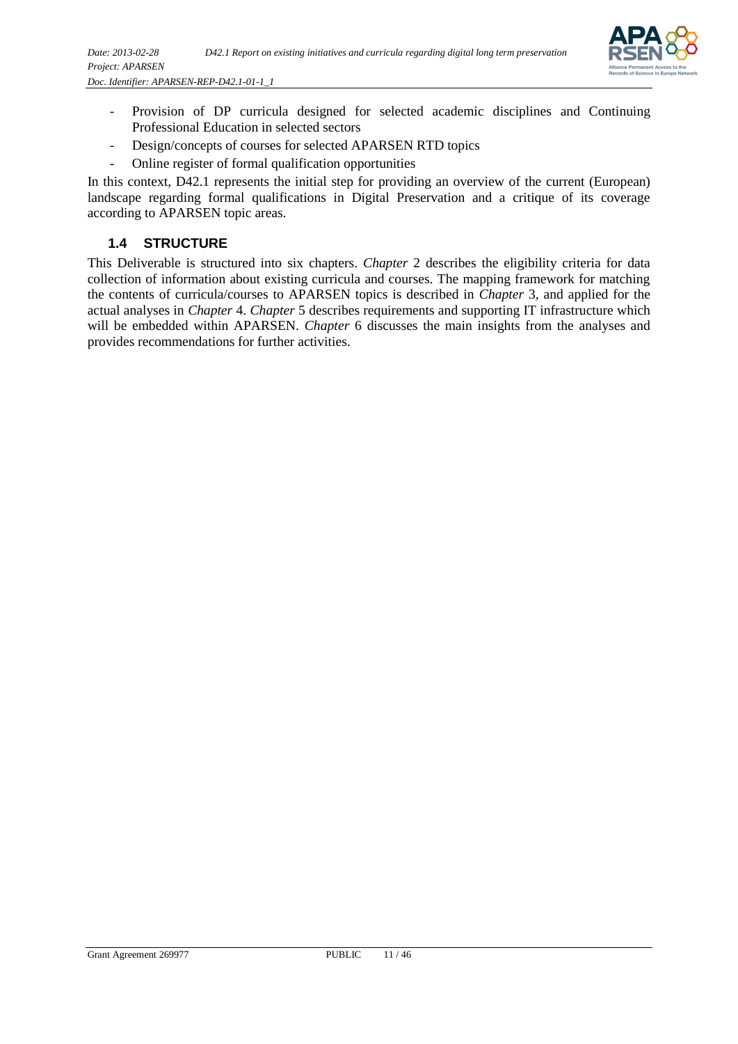- Provision of DP curricula designed for selected academic disciplines and Continuing Professional Education in selected sectors
- Design/concepts of courses for selected APARSEN RTD topics
- Online register of formal qualification opportunities

In this context, D42.1 represents the initial step for providing an overview of the current (European) landscape regarding formal qualifications in Digital Preservation and a critique of its coverage according to APARSEN topic areas.

### 1.4 STRUCTURE

This Deliverable is structured into six chapters. *Chapter* 2 describes the eligibility criteria for data collection of information about existing curricula and courses. The mapping framework for matching the contents of curricula/courses to APARSEN topics is described in *Chapter* 3, and applied for the actual analyses in *Chapter* 4. *Chapter* 5 describes requirements and supporting IT infrastructure which will be embedded within APARSEN. *Chapter* 6 discusses the main insights from the analyses and provides recommendations for further activities.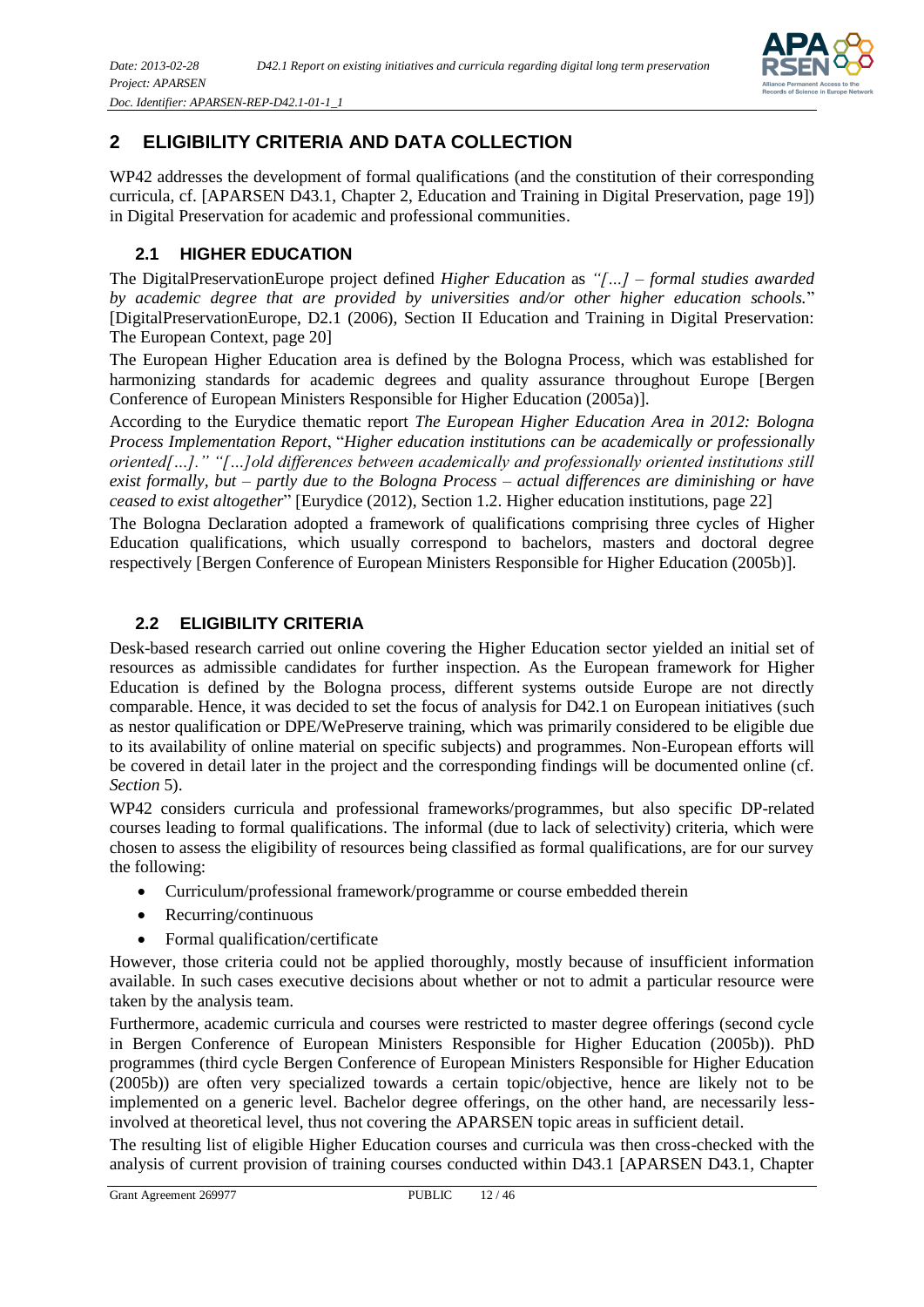# 2 ELIGIBILITY CRITERIA AND DATA COLLECTION

WP42 addresses the development of formal qualifications (and the constitution of their corresponding curricula, cf. [APARSEN D43.1, Chapter 2, Education and Training in Digital Preservation, page 19]) in Digital Preservation for academic and professional communities.

## 2.1 HIGHER EDUCATION

The DigitalPreservationEurope project defined *Higher Education* as *"[…] – formal studies awarded by academic degree that are provided by universities and/or other higher education schools.*" [DigitalPreservationEurope, D2.1 (2006), Section II Education and Training in Digital Preservation: The European Context, page 20]

The European Higher Education area is defined by the Bologna Process, which was established for harmonizing standards for academic degrees and quality assurance throughout Europe [Bergen Conference of European Ministers Responsible for Higher Education (2005a)].

According to the Eurydice thematic report *The European Higher Education Area in 2012: Bologna Process Implementation Report*, "*Higher education institutions can be academically or professionally oriented[…]." "[…]old differences between academically and professionally oriented institutions still exist formally, but – partly due to the Bologna Process – actual differences are diminishing or have ceased to exist altogether*" [Eurydice (2012), Section 1.2. Higher education institutions, page 22]

The Bologna Declaration adopted a framework of qualifications comprising three cycles of Higher Education qualifications, which usually correspond to bachelors, masters and doctoral degree respectively [Bergen Conference of European Ministers Responsible for Higher Education (2005b)].

## 2.2 ELIGIBILITY CRITERIA

Desk-based research carried out online covering the Higher Education sector yielded an initial set of resources as admissible candidates for further inspection. As the European framework for Higher Education is defined by the Bologna process, different systems outside Europe are not directly comparable. Hence, it was decided to set the focus of analysis for D42.1 on European initiatives (such as nestor qualification or DPE/WePreserve training, which was primarily considered to be eligible due to its availability of online material on specific subjects) and programmes. Non-European efforts will be covered in detail later in the project and the corresponding findings will be documented online (cf. *Section* 5).

WP42 considers curricula and professional frameworks/programmes, but also specific DP-related courses leading to formal qualifications. The informal (due to lack of selectivity) criteria, which were chosen to assess the eligibility of resources being classified as formal qualifications, are for our survey the following:

- Curriculum/professional framework/programme or course embedded therein
- Recurring/continuous
- Formal qualification/certificate

However, those criteria could not be applied thoroughly, mostly because of insufficient information available. In such cases executive decisions about whether or not to admit a particular resource were taken by the analysis team.

Furthermore, academic curricula and courses were restricted to master degree offerings (second cycle in Bergen Conference of European Ministers Responsible for Higher Education (2005b)). PhD programmes (third cycle Bergen Conference of European Ministers Responsible for Higher Education (2005b)) are often very specialized towards a certain topic/objective, hence are likely not to be implemented on a generic level. Bachelor degree offerings, on the other hand, are necessarily less-involved at theoretical level, thus not covering the APARSEN topic areas in sufficient detail.

The resulting list of eligible Higher Education courses and curricula was then cross-checked with the analysis of current provision of training courses conducted within D43.1 [APARSEN D43.1, Chapter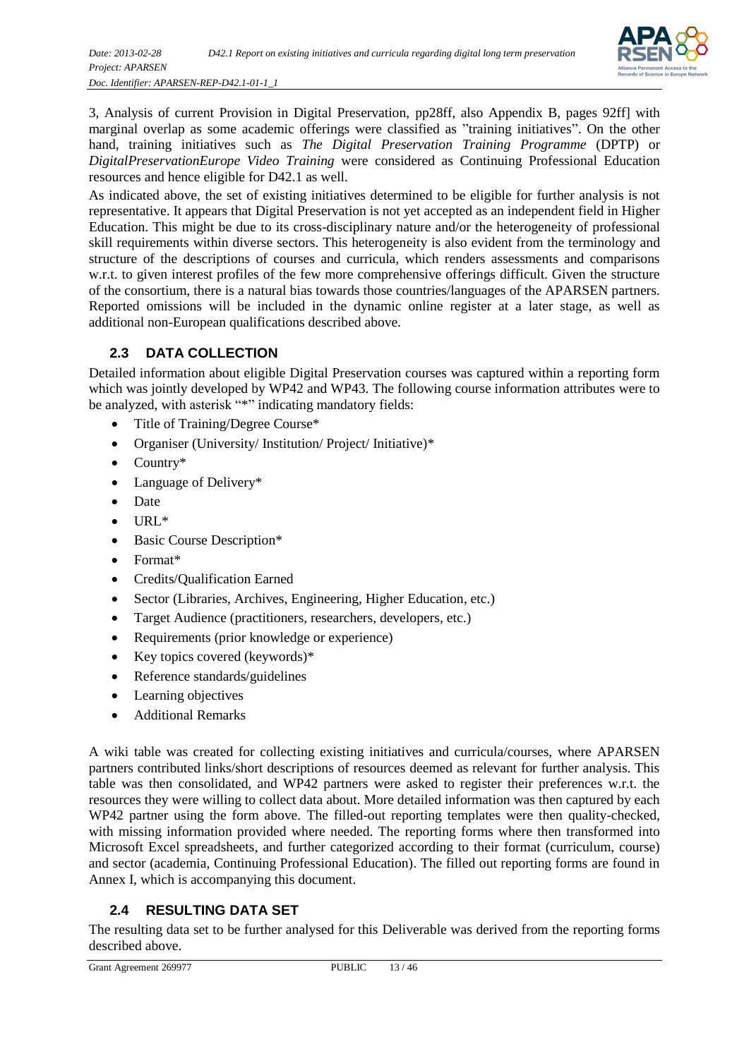3, Analysis of current Provision in Digital Preservation, pp28ff, also Appendix B, pages 92ff] with marginal overlap as some academic offerings were classified as "training initiatives". On the other hand, training initiatives such as *The Digital Preservation Training Programme* (DPTP) or *DigitalPreservationEurope Video Training* were considered as Continuing Professional Education resources and hence eligible for D42.1 as well.

As indicated above, the set of existing initiatives determined to be eligible for further analysis is not representative. It appears that Digital Preservation is not yet accepted as an independent field in Higher Education. This might be due to its cross-disciplinary nature and/or the heterogeneity of professional skill requirements within diverse sectors. This heterogeneity is also evident from the terminology and structure of the descriptions of courses and curricula, which renders assessments and comparisons w.r.t. to given interest profiles of the few more comprehensive offerings difficult. Given the structure of the consortium, there is a natural bias towards those countries/languages of the APARSEN partners. Reported omissions will be included in the dynamic online register at a later stage, as well as additional non-European qualifications described above.

## 2.3 DATA COLLECTION

Detailed information about eligible Digital Preservation courses was captured within a reporting form which was jointly developed by WP42 and WP43. The following course information attributes were to be analyzed, with asterisk "*" indicating mandatory fields:

- Title of Training/Degree Course*
- Organiser (University/ Institution/ Project/ Initiative)*
- Country*
- Language of Delivery*
- Date
- URL*
- Basic Course Description*
- Format*
- Credits/Qualification Earned
- Sector (Libraries, Archives, Engineering, Higher Education, etc.)
- Target Audience (practitioners, researchers, developers, etc.)
- Requirements (prior knowledge or experience)
- Key topics covered (keywords)*
- Reference standards/guidelines
- Learning objectives
- Additional Remarks

A wiki table was created for collecting existing initiatives and curricula/courses, where APARSEN partners contributed links/short descriptions of resources deemed as relevant for further analysis. This table was then consolidated, and WP42 partners were asked to register their preferences w.r.t. the resources they were willing to collect data about. More detailed information was then captured by each WP42 partner using the form above. The filled-out reporting templates were then quality-checked, with missing information provided where needed. The reporting forms where then transformed into Microsoft Excel spreadsheets, and further categorized according to their format (curriculum, course) and sector (academia, Continuing Professional Education). The filled out reporting forms are found in Annex I, which is accompanying this document.

## 2.4 RESULTING DATA SET

The resulting data set to be further analysed for this Deliverable was derived from the reporting forms described above.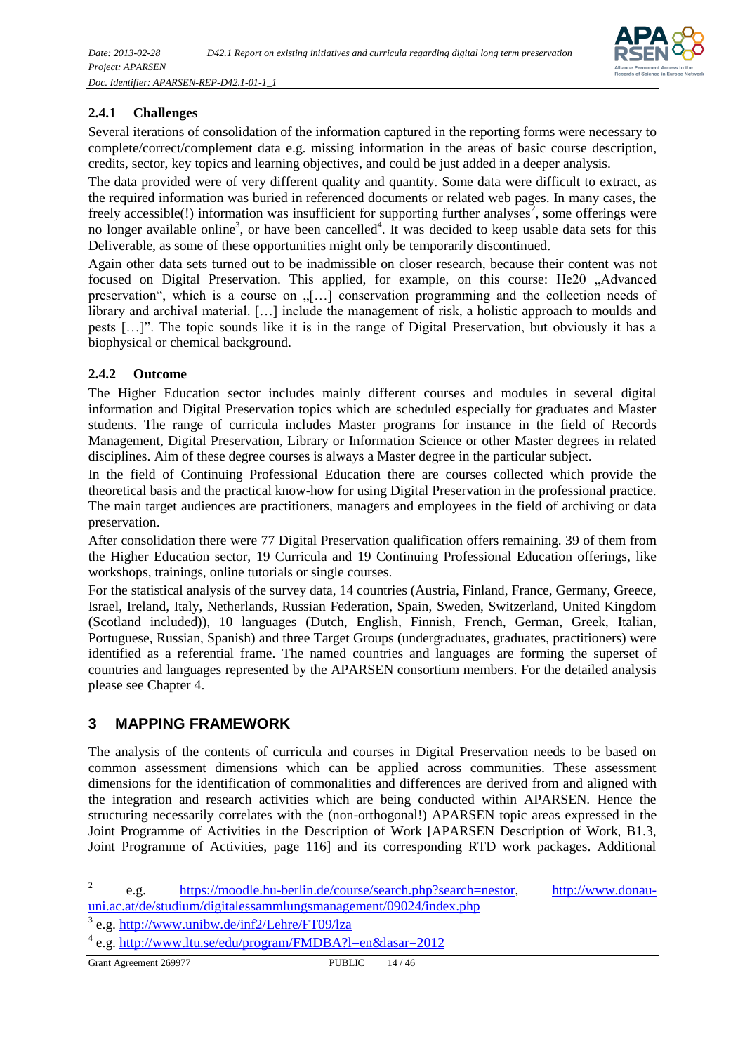### 2.4.1 Challenges

Several iterations of consolidation of the information captured in the reporting forms were necessary to complete/correct/complement data e.g. missing information in the areas of basic course description, credits, sector, key topics and learning objectives, and could be just added in a deeper analysis.

The data provided were of very different quality and quantity. Some data were difficult to extract, as the required information was buried in referenced documents or related web pages. In many cases, the freely accessible(!) information was insufficient for supporting further analyses[2], some offerings were no longer available online[3], or have been cancelled[4]. It was decided to keep usable data sets for this Deliverable, as some of these opportunities might only be temporarily discontinued.

Again other data sets turned out to be inadmissible on closer research, because their content was not focused on Digital Preservation. This applied, for example, on this course: He20 „Advanced preservation", which is a course on „[…] conservation programming and the collection needs of library and archival material. […] include the management of risk, a holistic approach to moulds and pests […]". The topic sounds like it is in the range of Digital Preservation, but obviously it has a biophysical or chemical background.

### 2.4.2 Outcome

The Higher Education sector includes mainly different courses and modules in several digital information and Digital Preservation topics which are scheduled especially for graduates and Master students. The range of curricula includes Master programs for instance in the field of Records Management, Digital Preservation, Library or Information Science or other Master degrees in related disciplines. Aim of these degree courses is always a Master degree in the particular subject.

In the field of Continuing Professional Education there are courses collected which provide the theoretical basis and the practical know-how for using Digital Preservation in the professional practice. The main target audiences are practitioners, managers and employees in the field of archiving or data preservation.

After consolidation there were 77 Digital Preservation qualification offers remaining. 39 of them from the Higher Education sector, 19 Curricula and 19 Continuing Professional Education offerings, like workshops, trainings, online tutorials or single courses.

For the statistical analysis of the survey data, 14 countries (Austria, Finland, France, Germany, Greece, Israel, Ireland, Italy, Netherlands, Russian Federation, Spain, Sweden, Switzerland, United Kingdom (Scotland included)), 10 languages (Dutch, English, Finnish, French, German, Greek, Italian, Portuguese, Russian, Spanish) and three Target Groups (undergraduates, graduates, practitioners) were identified as a referential frame. The named countries and languages are forming the superset of countries and languages represented by the APARSEN consortium members. For the detailed analysis please see Chapter 4.

## 3 MAPPING FRAMEWORK

The analysis of the contents of curricula and courses in Digital Preservation needs to be based on common assessment dimensions which can be applied across communities. These assessment dimensions for the identification of commonalities and differences are derived from and aligned with the integration and research activities which are being conducted within APARSEN. Hence the structuring necessarily correlates with the (non-orthogonal!) APARSEN topic areas expressed in the Joint Programme of Activities in the Description of Work [APARSEN Description of Work, B1.3, Joint Programme of Activities, page 116] and its corresponding RTD work packages. Additional

---

[2] e.g. https://moodle.hu-berlin.de/course/search.php?search=nestor, http://www.donau-uni.ac.at/de/studium/digitalessammlungsmanagement/09024/index.php

[3] e.g. http://www.unibw.de/inf2/Lehre/FT09/lza

[4] e.g. http://www.ltu.se/edu/program/FMDBA?l=en&lasar=2012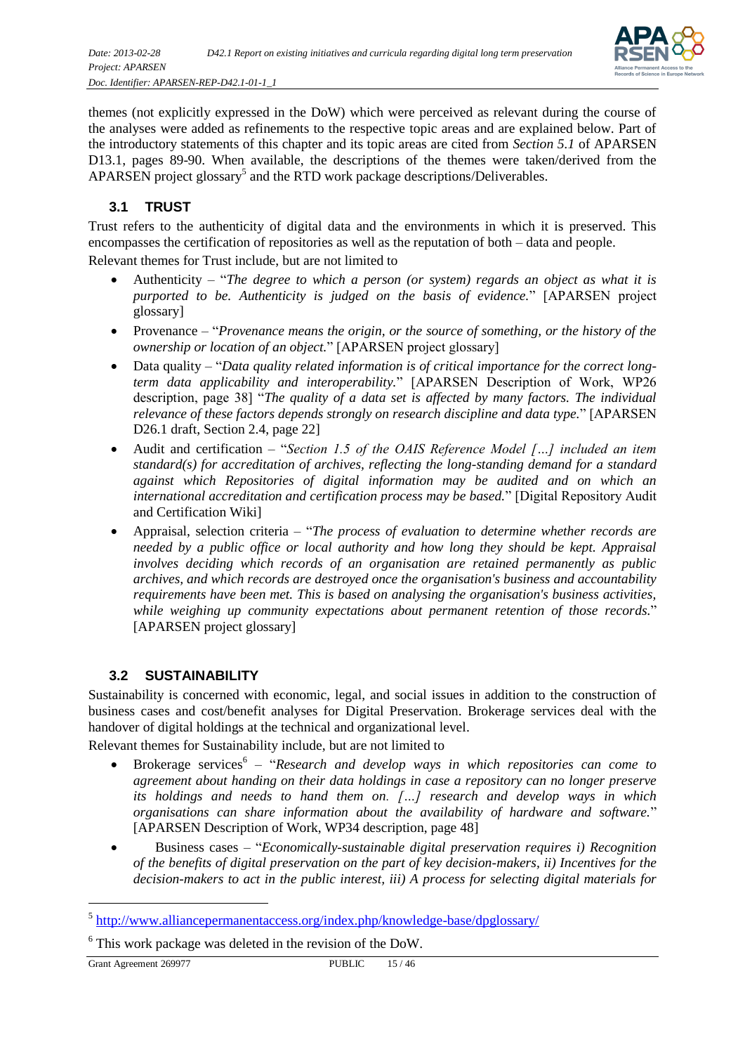themes (not explicitly expressed in the DoW) which were perceived as relevant during the course of the analyses were added as refinements to the respective topic areas and are explained below. Part of the introductory statements of this chapter and its topic areas are cited from *Section 5.1* of APARSEN D13.1, pages 89-90. When available, the descriptions of the themes were taken/derived from the APARSEN project glossary[5] and the RTD work package descriptions/Deliverables.

## 3.1 TRUST

Trust refers to the authenticity of digital data and the environments in which it is preserved. This encompasses the certification of repositories as well as the reputation of both – data and people.

Relevant themes for Trust include, but are not limited to

- Authenticity – "*The degree to which a person (or system) regards an object as what it is purported to be. Authenticity is judged on the basis of evidence.*" [APARSEN project glossary]
- Provenance – "*Provenance means the origin, or the source of something, or the history of the ownership or location of an object.*" [APARSEN project glossary]
- Data quality – "*Data quality related information is of critical importance for the correct long-term data applicability and interoperability.*" [APARSEN Description of Work, WP26 description, page 38] "*The quality of a data set is affected by many factors. The individual relevance of these factors depends strongly on research discipline and data type.*" [APARSEN D26.1 draft, Section 2.4, page 22]
- Audit and certification – "*Section 1.5 of the OAIS Reference Model […] included an item standard(s) for accreditation of archives, reflecting the long-standing demand for a standard against which Repositories of digital information may be audited and on which an international accreditation and certification process may be based.*" [Digital Repository Audit and Certification Wiki]
- Appraisal, selection criteria – "*The process of evaluation to determine whether records are needed by a public office or local authority and how long they should be kept. Appraisal involves deciding which records of an organisation are retained permanently as public archives, and which records are destroyed once the organisation's business and accountability requirements have been met. This is based on analysing the organisation's business activities, while weighing up community expectations about permanent retention of those records.*" [APARSEN project glossary]

## 3.2 SUSTAINABILITY

Sustainability is concerned with economic, legal, and social issues in addition to the construction of business cases and cost/benefit analyses for Digital Preservation. Brokerage services deal with the handover of digital holdings at the technical and organizational level.

Relevant themes for Sustainability include, but are not limited to

- Brokerage services[6] – "*Research and develop ways in which repositories can come to agreement about handing on their data holdings in case a repository can no longer preserve its holdings and needs to hand them on. […] research and develop ways in which organisations can share information about the availability of hardware and software.*" [APARSEN Description of Work, WP34 description, page 48]
- Business cases – "*Economically-sustainable digital preservation requires i) Recognition of the benefits of digital preservation on the part of key decision-makers, ii) Incentives for the decision-makers to act in the public interest, iii) A process for selecting digital materials for*

---

[5] http://www.alliancepermanentaccess.org/index.php/knowledge-base/dpglossary/

[6] This work package was deleted in the revision of the DoW.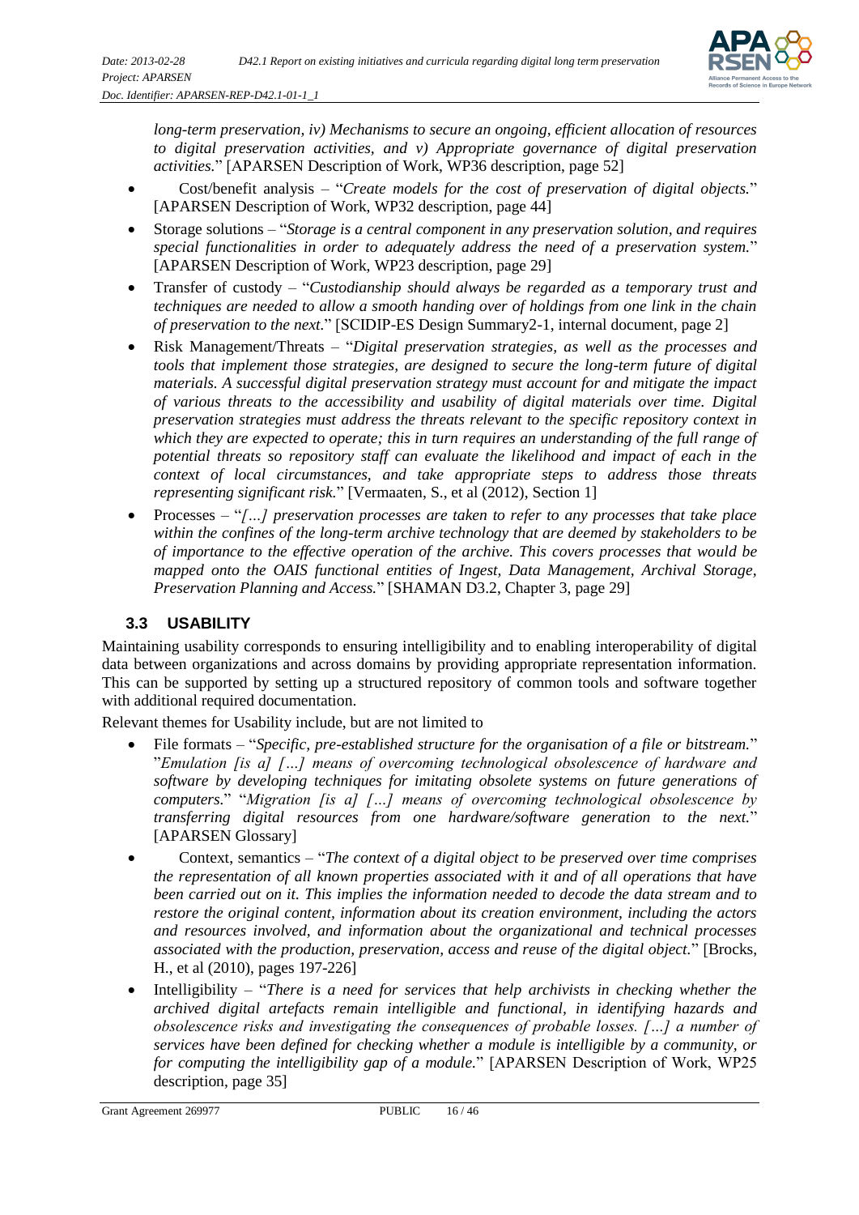*long-term preservation, iv) Mechanisms to secure an ongoing, efficient allocation of resources to digital preservation activities, and v) Appropriate governance of digital preservation activities.*" [APARSEN Description of Work, WP36 description, page 52]

- Cost/benefit analysis – "*Create models for the cost of preservation of digital objects.*" [APARSEN Description of Work, WP32 description, page 44]
- Storage solutions – "*Storage is a central component in any preservation solution, and requires special functionalities in order to adequately address the need of a preservation system.*" [APARSEN Description of Work, WP23 description, page 29]
- Transfer of custody – "*Custodianship should always be regarded as a temporary trust and techniques are needed to allow a smooth handing over of holdings from one link in the chain of preservation to the next.*" [SCIDIP-ES Design Summary2-1, internal document, page 2]
- Risk Management/Threats – "*Digital preservation strategies, as well as the processes and tools that implement those strategies, are designed to secure the long-term future of digital materials. A successful digital preservation strategy must account for and mitigate the impact of various threats to the accessibility and usability of digital materials over time. Digital preservation strategies must address the threats relevant to the specific repository context in which they are expected to operate; this in turn requires an understanding of the full range of potential threats so repository staff can evaluate the likelihood and impact of each in the context of local circumstances, and take appropriate steps to address those threats representing significant risk.*" [Vermaaten, S., et al (2012), Section 1]
- Processes – "*[…] preservation processes are taken to refer to any processes that take place within the confines of the long-term archive technology that are deemed by stakeholders to be of importance to the effective operation of the archive. This covers processes that would be mapped onto the OAIS functional entities of Ingest, Data Management, Archival Storage, Preservation Planning and Access.*" [SHAMAN D3.2, Chapter 3, page 29]

## 3.3 USABILITY

Maintaining usability corresponds to ensuring intelligibility and to enabling interoperability of digital data between organizations and across domains by providing appropriate representation information. This can be supported by setting up a structured repository of common tools and software together with additional required documentation.

Relevant themes for Usability include, but are not limited to

- File formats – "*Specific, pre-established structure for the organisation of a file or bitstream.*" "*Emulation [is a] […] means of overcoming technological obsolescence of hardware and software by developing techniques for imitating obsolete systems on future generations of computers.*" "*Migration [is a] […] means of overcoming technological obsolescence by transferring digital resources from one hardware/software generation to the next.*" [APARSEN Glossary]
- Context, semantics – "*The context of a digital object to be preserved over time comprises the representation of all known properties associated with it and of all operations that have been carried out on it. This implies the information needed to decode the data stream and to restore the original content, information about its creation environment, including the actors and resources involved, and information about the organizational and technical processes associated with the production, preservation, access and reuse of the digital object.*" [Brocks, H., et al (2010), pages 197-226]
- Intelligibility – "*There is a need for services that help archivists in checking whether the archived digital artefacts remain intelligible and functional, in identifying hazards and obsolescence risks and investigating the consequences of probable losses. […] a number of services have been defined for checking whether a module is intelligible by a community, or for computing the intelligibility gap of a module.*" [APARSEN Description of Work, WP25 description, page 35]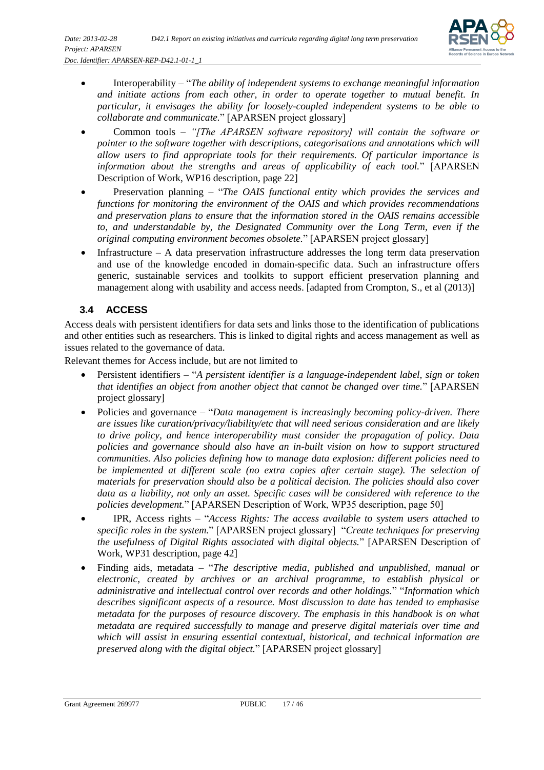- Interoperability – "*The ability of independent systems to exchange meaningful information and initiate actions from each other, in order to operate together to mutual benefit. In particular, it envisages the ability for loosely-coupled independent systems to be able to collaborate and communicate.*" [APARSEN project glossary]
- Common tools – *"[The APARSEN software repository] will contain the software or pointer to the software together with descriptions, categorisations and annotations which will allow users to find appropriate tools for their requirements. Of particular importance is information about the strengths and areas of applicability of each tool.*" [APARSEN Description of Work, WP16 description, page 22]
- Preservation planning – "*The OAIS functional entity which provides the services and functions for monitoring the environment of the OAIS and which provides recommendations and preservation plans to ensure that the information stored in the OAIS remains accessible to, and understandable by, the Designated Community over the Long Term, even if the original computing environment becomes obsolete.*" [APARSEN project glossary]
- Infrastructure – A data preservation infrastructure addresses the long term data preservation and use of the knowledge encoded in domain-specific data. Such an infrastructure offers generic, sustainable services and toolkits to support efficient preservation planning and management along with usability and access needs. [adapted from Crompton, S., et al (2013)]

### 3.4 ACCESS

Access deals with persistent identifiers for data sets and links those to the identification of publications and other entities such as researchers. This is linked to digital rights and access management as well as issues related to the governance of data.

Relevant themes for Access include, but are not limited to

- Persistent identifiers – "*A persistent identifier is a language-independent label, sign or token that identifies an object from another object that cannot be changed over time.*" [APARSEN project glossary]
- Policies and governance – "*Data management is increasingly becoming policy-driven. There are issues like curation/privacy/liability/etc that will need serious consideration and are likely to drive policy, and hence interoperability must consider the propagation of policy. Data policies and governance should also have an in-built vision on how to support structured communities. Also policies defining how to manage data explosion: different policies need to be implemented at different scale (no extra copies after certain stage). The selection of materials for preservation should also be a political decision. The policies should also cover data as a liability, not only an asset. Specific cases will be considered with reference to the policies development.*" [APARSEN Description of Work, WP35 description, page 50]
- IPR, Access rights – "*Access Rights: The access available to system users attached to specific roles in the system.*" [APARSEN project glossary] "*Create techniques for preserving the usefulness of Digital Rights associated with digital objects.*" [APARSEN Description of Work, WP31 description, page 42]
- Finding aids, metadata – "*The descriptive media, published and unpublished, manual or electronic, created by archives or an archival programme, to establish physical or administrative and intellectual control over records and other holdings.*" "*Information which describes significant aspects of a resource. Most discussion to date has tended to emphasise metadata for the purposes of resource discovery. The emphasis in this handbook is on what metadata are required successfully to manage and preserve digital materials over time and which will assist in ensuring essential contextual, historical, and technical information are preserved along with the digital object.*" [APARSEN project glossary]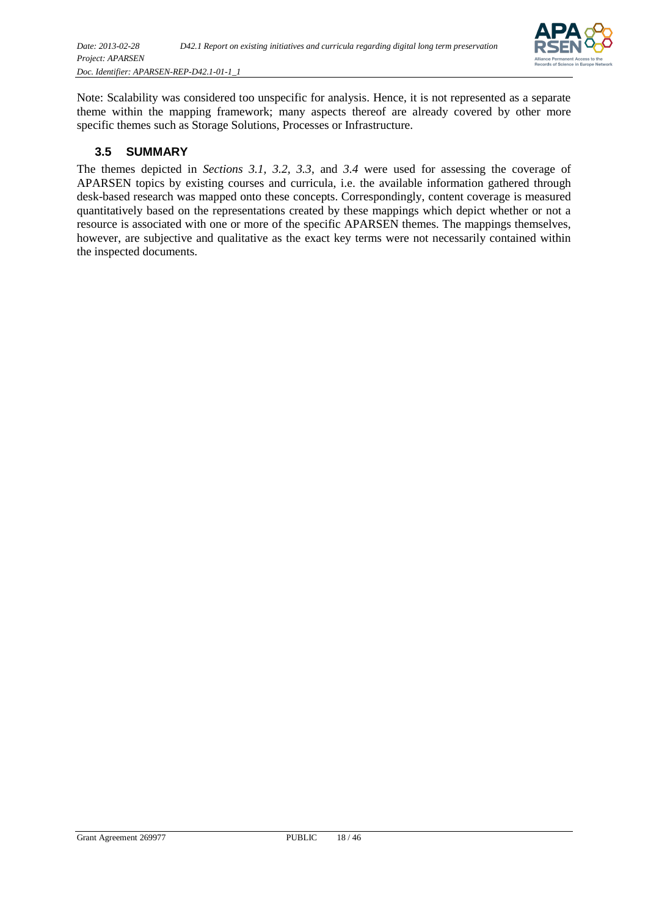Note: Scalability was considered too unspecific for analysis. Hence, it is not represented as a separate theme within the mapping framework; many aspects thereof are already covered by other more specific themes such as Storage Solutions, Processes or Infrastructure.

### 3.5 SUMMARY

The themes depicted in *Sections 3.1*, *3.2*, *3.3*, and *3.4* were used for assessing the coverage of APARSEN topics by existing courses and curricula, i.e. the available information gathered through desk-based research was mapped onto these concepts. Correspondingly, content coverage is measured quantitatively based on the representations created by these mappings which depict whether or not a resource is associated with one or more of the specific APARSEN themes. The mappings themselves, however, are subjective and qualitative as the exact key terms were not necessarily contained within the inspected documents.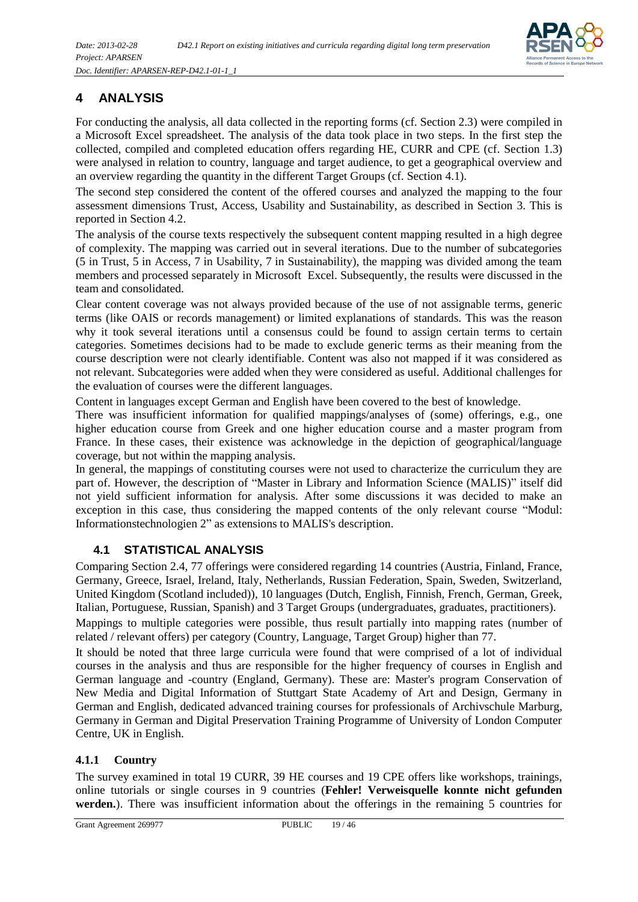# 4 ANALYSIS

For conducting the analysis, all data collected in the reporting forms (cf. Section 2.3) were compiled in a Microsoft Excel spreadsheet. The analysis of the data took place in two steps. In the first step the collected, compiled and completed education offers regarding HE, CURR and CPE (cf. Section 1.3) were analysed in relation to country, language and target audience, to get a geographical overview and an overview regarding the quantity in the different Target Groups (cf. Section 4.1).

The second step considered the content of the offered courses and analyzed the mapping to the four assessment dimensions Trust, Access, Usability and Sustainability, as described in Section 3. This is reported in Section 4.2.

The analysis of the course texts respectively the subsequent content mapping resulted in a high degree of complexity. The mapping was carried out in several iterations. Due to the number of subcategories (5 in Trust, 5 in Access, 7 in Usability, 7 in Sustainability), the mapping was divided among the team members and processed separately in Microsoft Excel. Subsequently, the results were discussed in the team and consolidated.

Clear content coverage was not always provided because of the use of not assignable terms, generic terms (like OAIS or records management) or limited explanations of standards. This was the reason why it took several iterations until a consensus could be found to assign certain terms to certain categories. Sometimes decisions had to be made to exclude generic terms as their meaning from the course description were not clearly identifiable. Content was also not mapped if it was considered as not relevant. Subcategories were added when they were considered as useful. Additional challenges for the evaluation of courses were the different languages.

Content in languages except German and English have been covered to the best of knowledge.

There was insufficient information for qualified mappings/analyses of (some) offerings, e.g., one higher education course from Greek and one higher education course and a master program from France. In these cases, their existence was acknowledge in the depiction of geographical/language coverage, but not within the mapping analysis.

In general, the mappings of constituting courses were not used to characterize the curriculum they are part of. However, the description of "Master in Library and Information Science (MALIS)" itself did not yield sufficient information for analysis. After some discussions it was decided to make an exception in this case, thus considering the mapped contents of the only relevant course "Modul: Informationstechnologien 2" as extensions to MALIS's description.

## 4.1 STATISTICAL ANALYSIS

Comparing Section 2.4, 77 offerings were considered regarding 14 countries (Austria, Finland, France, Germany, Greece, Israel, Ireland, Italy, Netherlands, Russian Federation, Spain, Sweden, Switzerland, United Kingdom (Scotland included)), 10 languages (Dutch, English, Finnish, French, German, Greek, Italian, Portuguese, Russian, Spanish) and 3 Target Groups (undergraduates, graduates, practitioners).

Mappings to multiple categories were possible, thus result partially into mapping rates (number of related / relevant offers) per category (Country, Language, Target Group) higher than 77.

It should be noted that three large curricula were found that were comprised of a lot of individual courses in the analysis and thus are responsible for the higher frequency of courses in English and German language and -country (England, Germany). These are: Master's program Conservation of New Media and Digital Information of Stuttgart State Academy of Art and Design, Germany in German and English, dedicated advanced training courses for professionals of Archivschule Marburg, Germany in German and Digital Preservation Training Programme of University of London Computer Centre, UK in English.

### 4.1.1 Country

The survey examined in total 19 CURR, 39 HE courses and 19 CPE offers like workshops, trainings, online tutorials or single courses in 9 countries (**Fehler! Verweisquelle konnte nicht gefunden werden.**). There was insufficient information about the offerings in the remaining 5 countries for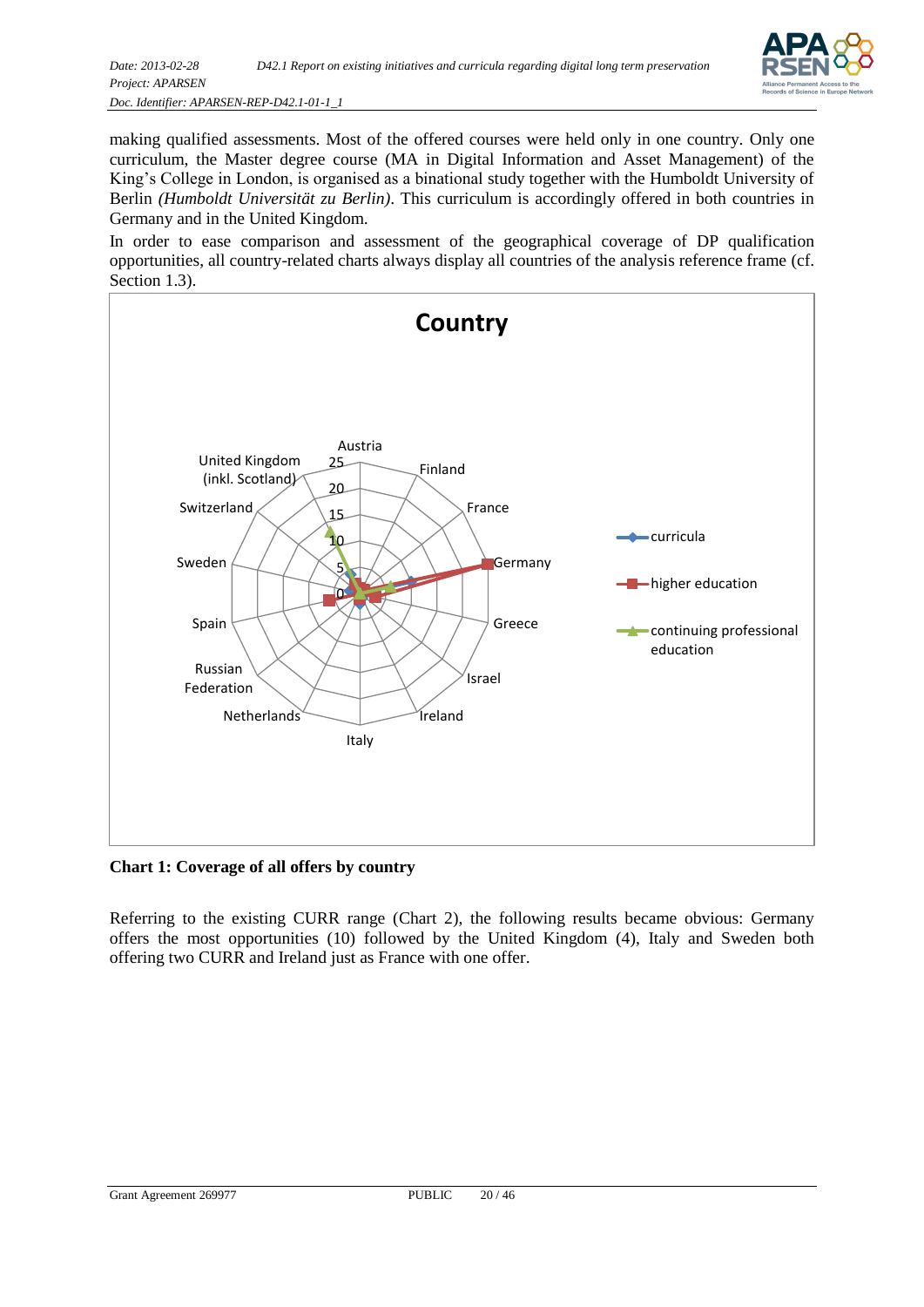making qualified assessments. Most of the offered courses were held only in one country. Only one curriculum, the Master degree course (MA in Digital Information and Asset Management) of the King's College in London, is organised as a binational study together with the Humboldt University of Berlin *(Humboldt Universität zu Berlin)*. This curriculum is accordingly offered in both countries in Germany and in the United Kingdom.

In order to ease comparison and assessment of the geographical coverage of DP qualification opportunities, all country-related charts always display all countries of the analysis reference frame (cf. Section 1.3).

**Chart 1: Coverage of all offers by country**

Referring to the existing CURR range (Chart 2), the following results became obvious: Germany offers the most opportunities (10) followed by the United Kingdom (4), Italy and Sweden both offering two CURR and Ireland just as France with one offer.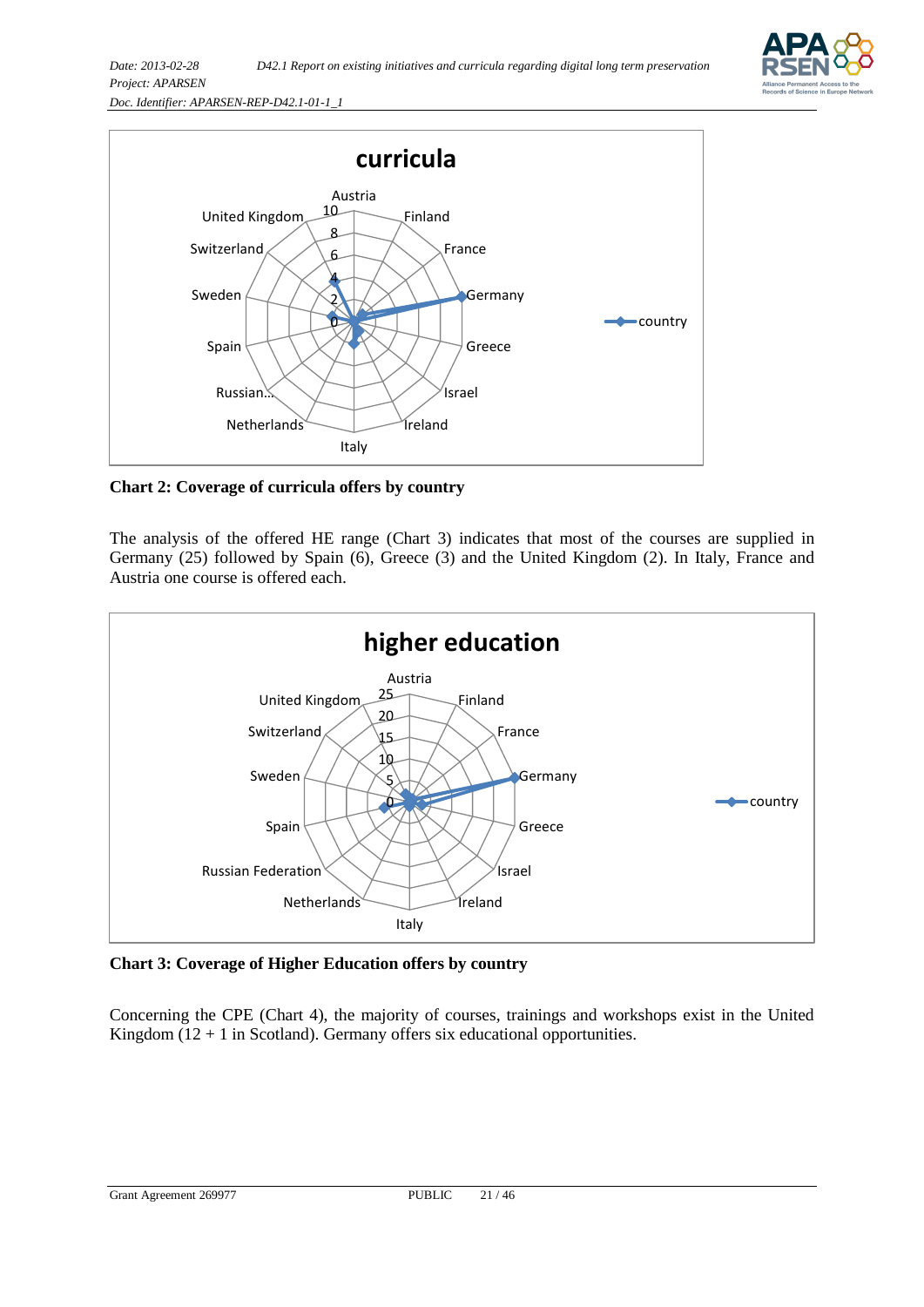Chart 2: Coverage of curricula offers by country

The analysis of the offered HE range (Chart 3) indicates that most of the courses are supplied in Germany (25) followed by Spain (6), Greece (3) and the United Kingdom (2). In Italy, France and Austria one course is offered each.

Chart 3: Coverage of Higher Education offers by country

Concerning the CPE (Chart 4), the majority of courses, trainings and workshops exist in the United Kingdom (12 + 1 in Scotland). Germany offers six educational opportunities.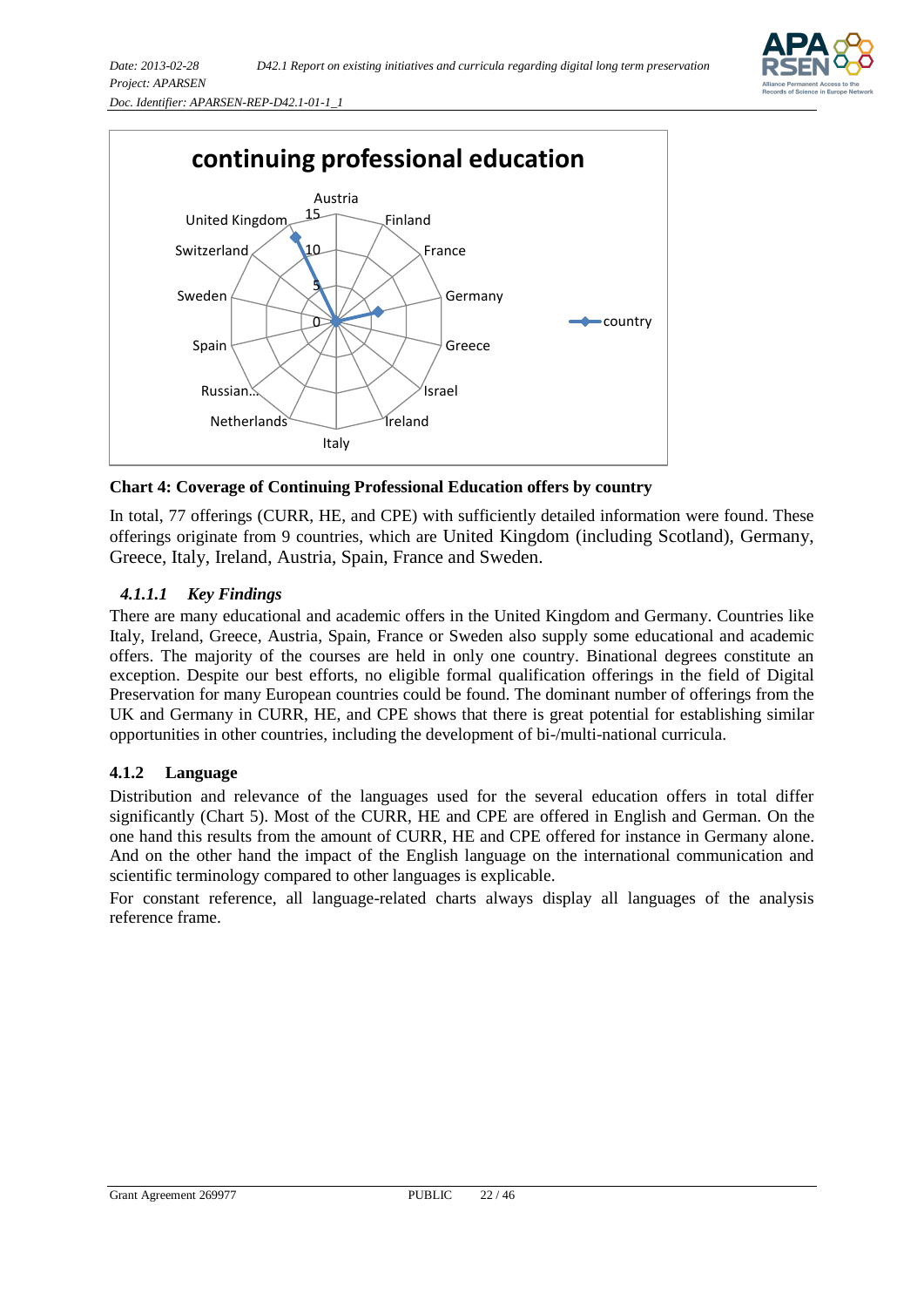**Chart 4: Coverage of Continuing Professional Education offers by country**

In total, 77 offerings (CURR, HE, and CPE) with sufficiently detailed information were found. These offerings originate from 9 countries, which are United Kingdom (including Scotland), Germany, Greece, Italy, Ireland, Austria, Spain, France and Sweden.

#### *4.1.1.1 Key Findings*

There are many educational and academic offers in the United Kingdom and Germany. Countries like Italy, Ireland, Greece, Austria, Spain, France or Sweden also supply some educational and academic offers. The majority of the courses are held in only one country. Binational degrees constitute an exception. Despite our best efforts, no eligible formal qualification offerings in the field of Digital Preservation for many European countries could be found. The dominant number of offerings from the UK and Germany in CURR, HE, and CPE shows that there is great potential for establishing similar opportunities in other countries, including the development of bi-/multi-national curricula.

### 4.1.2 Language

Distribution and relevance of the languages used for the several education offers in total differ significantly (Chart 5). Most of the CURR, HE and CPE are offered in English and German. On the one hand this results from the amount of CURR, HE and CPE offered for instance in Germany alone. And on the other hand the impact of the English language on the international communication and scientific terminology compared to other languages is explicable.

For constant reference, all language-related charts always display all languages of the analysis reference frame.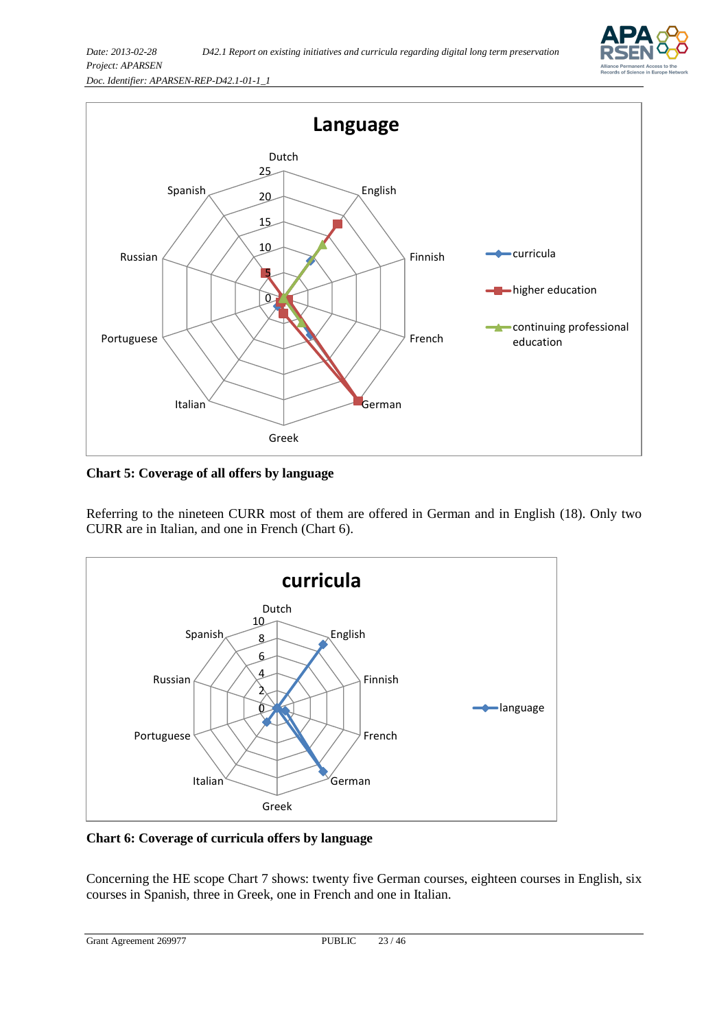**Chart 5: Coverage of all offers by language**

Referring to the nineteen CURR most of them are offered in German and in English (18). Only two CURR are in Italian, and one in French (Chart 6).

**Chart 6: Coverage of curricula offers by language**

Concerning the HE scope Chart 7 shows: twenty five German courses, eighteen courses in English, six courses in Spanish, three in Greek, one in French and one in Italian.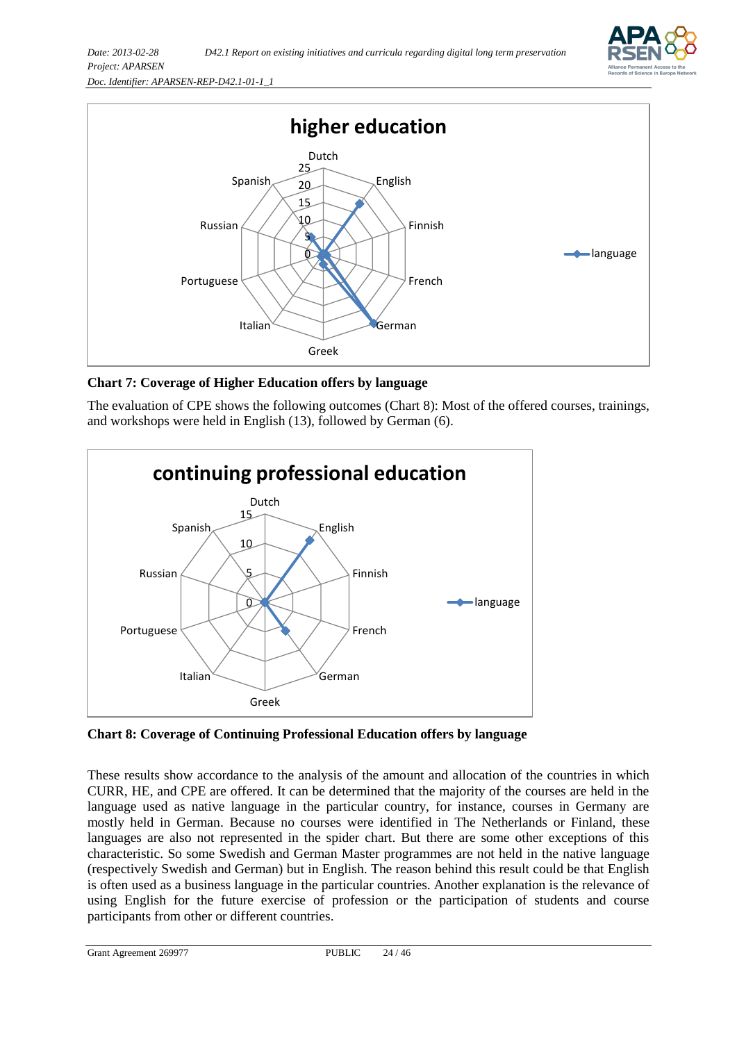**Chart 7: Coverage of Higher Education offers by language**

The evaluation of CPE shows the following outcomes (Chart 8): Most of the offered courses, trainings, and workshops were held in English (13), followed by German (6).

**Chart 8: Coverage of Continuing Professional Education offers by language**

These results show accordance to the analysis of the amount and allocation of the countries in which CURR, HE, and CPE are offered. It can be determined that the majority of the courses are held in the language used as native language in the particular country, for instance, courses in Germany are mostly held in German. Because no courses were identified in The Netherlands or Finland, these languages are also not represented in the spider chart. But there are some other exceptions of this characteristic. So some Swedish and German Master programmes are not held in the native language (respectively Swedish and German) but in English. The reason behind this result could be that English is often used as a business language in the particular countries. Another explanation is the relevance of using English for the future exercise of profession or the participation of students and course participants from other or different countries.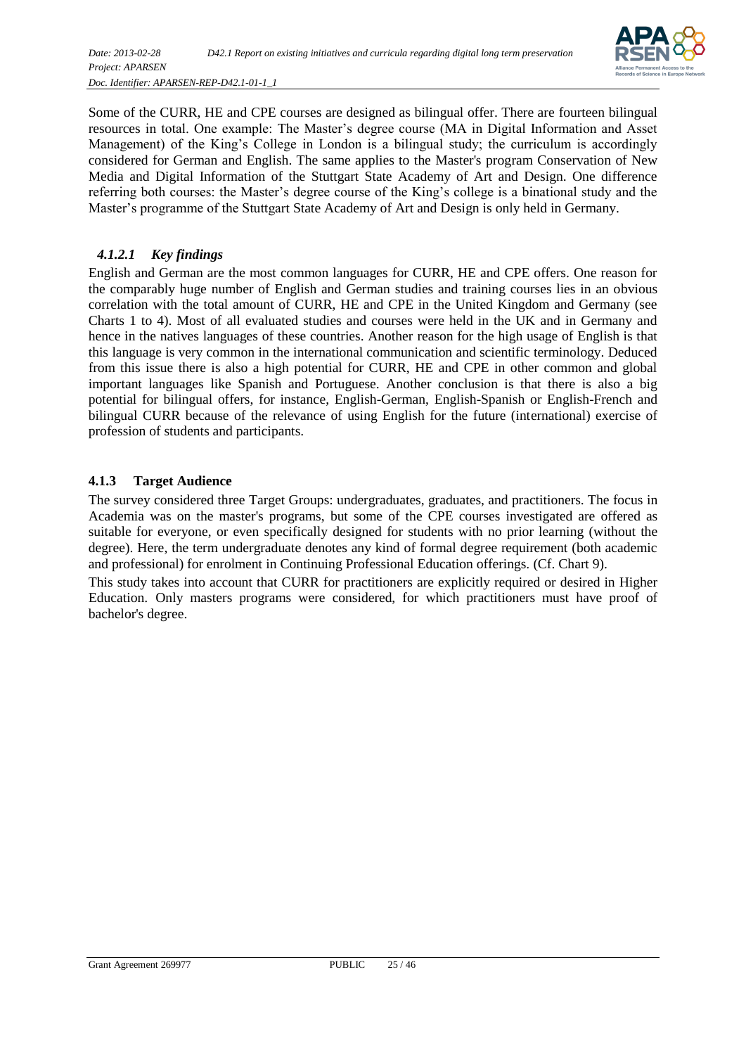Some of the CURR, HE and CPE courses are designed as bilingual offer. There are fourteen bilingual resources in total. One example: The Master’s degree course (MA in Digital Information and Asset Management) of the King’s College in London is a bilingual study; the curriculum is accordingly considered for German and English. The same applies to the Master's program Conservation of New Media and Digital Information of the Stuttgart State Academy of Art and Design. One difference referring both courses: the Master’s degree course of the King’s college is a binational study and the Master’s programme of the Stuttgart State Academy of Art and Design is only held in Germany.

#### *4.1.2.1 Key findings*

English and German are the most common languages for CURR, HE and CPE offers. One reason for the comparably huge number of English and German studies and training courses lies in an obvious correlation with the total amount of CURR, HE and CPE in the United Kingdom and Germany (see Charts 1 to 4). Most of all evaluated studies and courses were held in the UK and in Germany and hence in the natives languages of these countries. Another reason for the high usage of English is that this language is very common in the international communication and scientific terminology. Deduced from this issue there is also a high potential for CURR, HE and CPE in other common and global important languages like Spanish and Portuguese. Another conclusion is that there is also a big potential for bilingual offers, for instance, English-German, English-Spanish or English-French and bilingual CURR because of the relevance of using English for the future (international) exercise of profession of students and participants.

### 4.1.3 Target Audience

The survey considered three Target Groups: undergraduates, graduates, and practitioners. The focus in Academia was on the master's programs, but some of the CPE courses investigated are offered as suitable for everyone, or even specifically designed for students with no prior learning (without the degree). Here, the term undergraduate denotes any kind of formal degree requirement (both academic and professional) for enrolment in Continuing Professional Education offerings. (Cf. Chart 9).

This study takes into account that CURR for practitioners are explicitly required or desired in Higher Education. Only masters programs were considered, for which practitioners must have proof of bachelor's degree.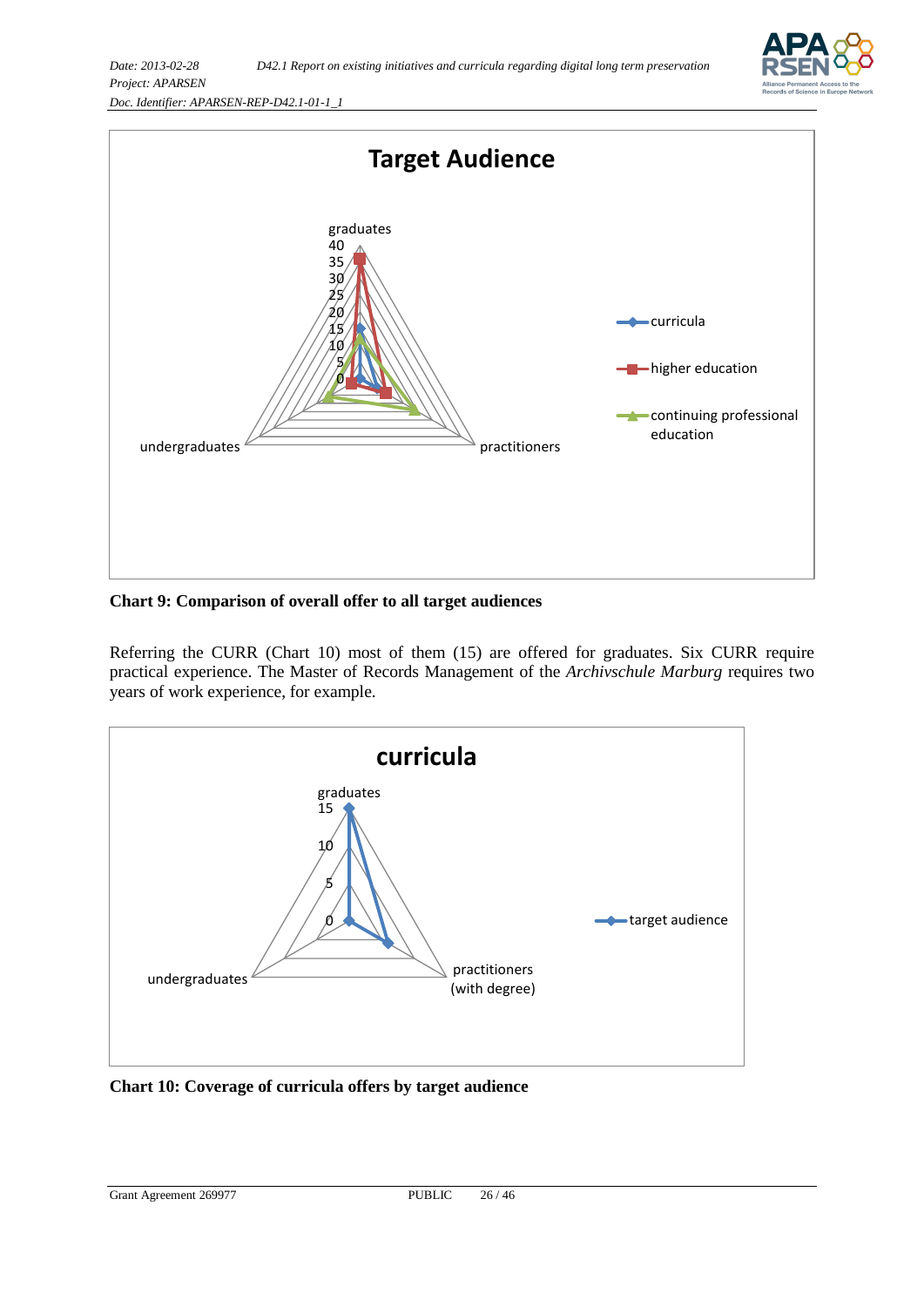**Chart 9: Comparison of overall offer to all target audiences**

Referring the CURR (Chart 10) most of them (15) are offered for graduates. Six CURR require practical experience. The Master of Records Management of the *Archivschule Marburg* requires two years of work experience, for example.

**Chart 10: Coverage of curricula offers by target audience**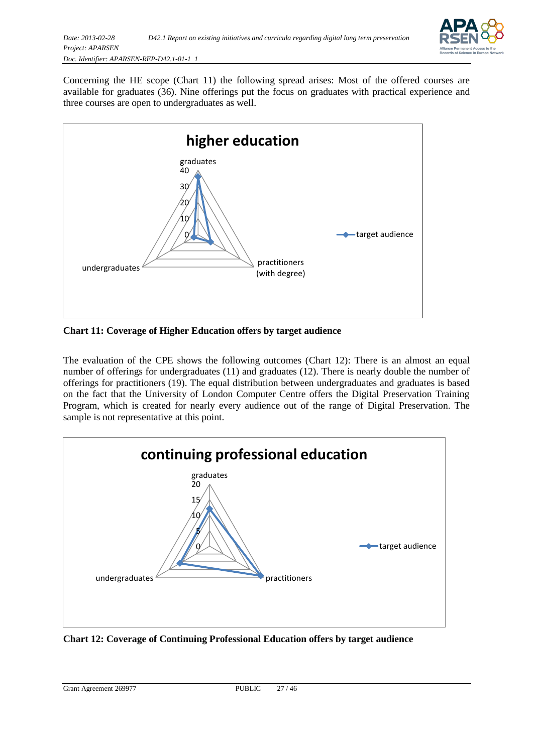Concerning the HE scope (Chart 11) the following spread arises: Most of the offered courses are available for graduates (36). Nine offerings put the focus on graduates with practical experience and three courses are open to undergraduates as well.

**Chart 11: Coverage of Higher Education offers by target audience**

The evaluation of the CPE shows the following outcomes (Chart 12): There is an almost an equal number of offerings for undergraduates (11) and graduates (12). There is nearly double the number of offerings for practitioners (19). The equal distribution between undergraduates and graduates is based on the fact that the University of London Computer Centre offers the Digital Preservation Training Program, which is created for nearly every audience out of the range of Digital Preservation. The sample is not representative at this point.

**Chart 12: Coverage of Continuing Professional Education offers by target audience**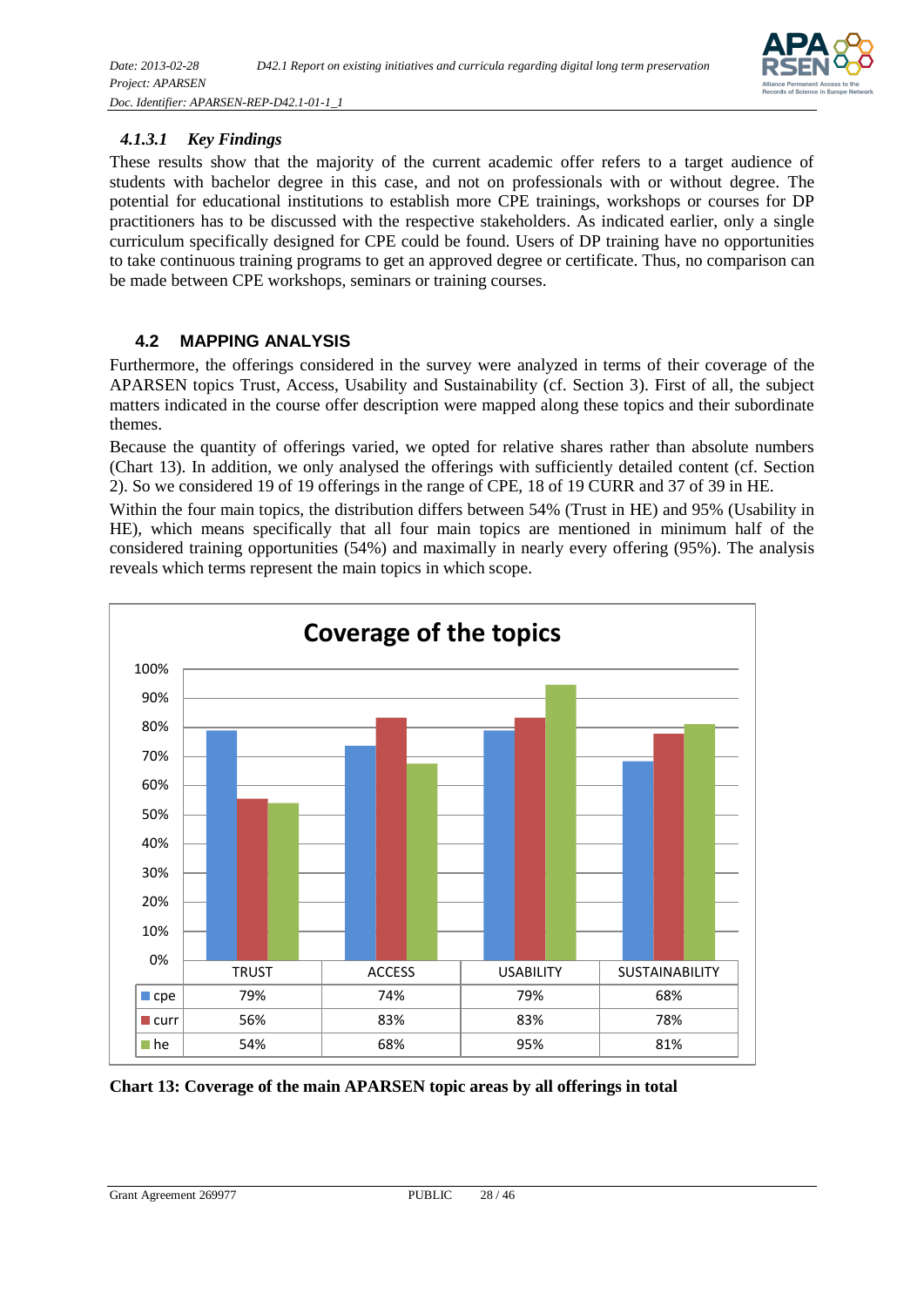#### 4.1.3.1 Key Findings

These results show that the majority of the current academic offer refers to a target audience of students with bachelor degree in this case, and not on professionals with or without degree. The potential for educational institutions to establish more CPE trainings, workshops or courses for DP practitioners has to be discussed with the respective stakeholders. As indicated earlier, only a single curriculum specifically designed for CPE could be found. Users of DP training have no opportunities to take continuous training programs to get an approved degree or certificate. Thus, no comparison can be made between CPE workshops, seminars or training courses.

## 4.2 MAPPING ANALYSIS

Furthermore, the offerings considered in the survey were analyzed in terms of their coverage of the APARSEN topics Trust, Access, Usability and Sustainability (cf. Section 3). First of all, the subject matters indicated in the course offer description were mapped along these topics and their subordinate themes.

Because the quantity of offerings varied, we opted for relative shares rather than absolute numbers (Chart 13). In addition, we only analysed the offerings with sufficiently detailed content (cf. Section 2). So we considered 19 of 19 offerings in the range of CPE, 18 of 19 CURR and 37 of 39 in HE.

Within the four main topics, the distribution differs between 54% (Trust in HE) and 95% (Usability in HE), which means specifically that all four main topics are mentioned in minimum half of the considered training opportunities (54%) and maximally in nearly every offering (95%). The analysis reveals which terms represent the main topics in which scope.

**Coverage of the topics**

| | TRUST | ACCESS | USABILITY | SUSTAINABILITY |
|---|---|---|---|---|
| cpe | 79% | 74% | 79% | 68% |
| curr | 56% | 83% | 83% | 78% |
| he | 54% | 68% | 95% | 81% |

**Chart 13: Coverage of the main APARSEN topic areas by all offerings in total**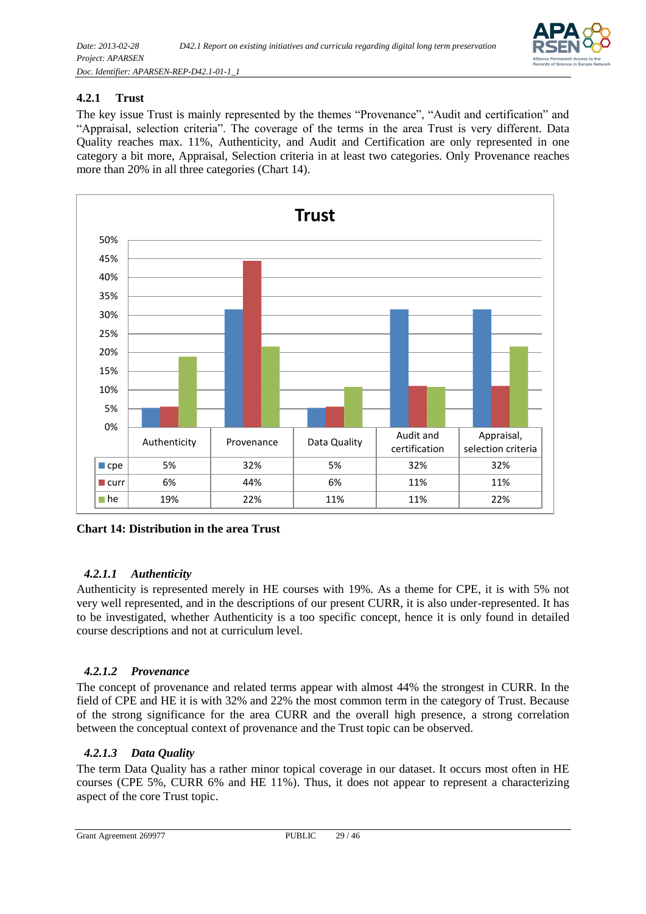### 4.2.1 Trust

The key issue Trust is mainly represented by the themes "Provenance", "Audit and certification" and "Appraisal, selection criteria". The coverage of the terms in the area Trust is very different. Data Quality reaches max. 11%, Authenticity, and Audit and Certification are only represented in one category a bit more, Appraisal, Selection criteria in at least two categories. Only Provenance reaches more than 20% in all three categories (Chart 14).

**Trust**

| | Authenticity | Provenance | Data Quality | Audit and certification | Appraisal, selection criteria |
|---|---|---|---|---|---|
| cpe | 5% | 32% | 5% | 32% | 32% |
| curr | 6% | 44% | 6% | 11% | 11% |
| he | 19% | 22% | 11% | 11% | 22% |

**Chart 14: Distribution in the area Trust**

#### *4.2.1.1 Authenticity*

Authenticity is represented merely in HE courses with 19%. As a theme for CPE, it is with 5% not very well represented, and in the descriptions of our present CURR, it is also under-represented. It has to be investigated, whether Authenticity is a too specific concept, hence it is only found in detailed course descriptions and not at curriculum level.

#### *4.2.1.2 Provenance*

The concept of provenance and related terms appear with almost 44% the strongest in CURR. In the field of CPE and HE it is with 32% and 22% the most common term in the category of Trust. Because of the strong significance for the area CURR and the overall high presence, a strong correlation between the conceptual context of provenance and the Trust topic can be observed.

#### *4.2.1.3 Data Quality*

The term Data Quality has a rather minor topical coverage in our dataset. It occurs most often in HE courses (CPE 5%, CURR 6% and HE 11%). Thus, it does not appear to represent a characterizing aspect of the core Trust topic.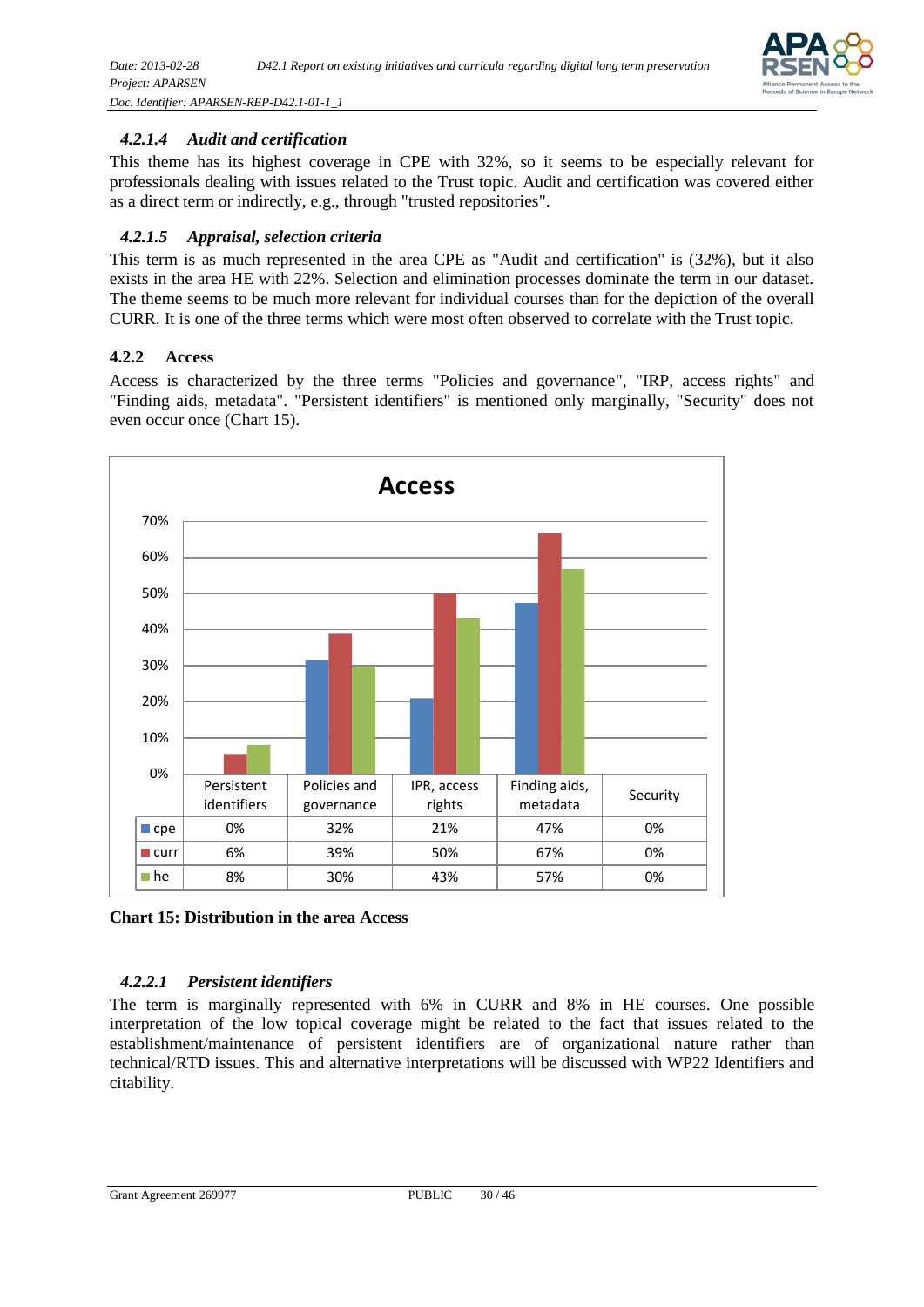#### 4.2.1.4 *Audit and certification*

This theme has its highest coverage in CPE with 32%, so it seems to be especially relevant for professionals dealing with issues related to the Trust topic. Audit and certification was covered either as a direct term or indirectly, e.g., through "trusted repositories".

#### 4.2.1.5 *Appraisal, selection criteria*

This term is as much represented in the area CPE as "Audit and certification" is (32%), but it also exists in the area HE with 22%. Selection and elimination processes dominate the term in our dataset. The theme seems to be much more relevant for individual courses than for the depiction of the overall CURR. It is one of the three terms which were most often observed to correlate with the Trust topic.

### 4.2.2 Access

Access is characterized by the three terms "Policies and governance", "IRP, access rights" and "Finding aids, metadata". "Persistent identifiers" is mentioned only marginally, "Security" does not even occur once (Chart 15).

**Access**

| | Persistent identifiers | Policies and governance | IPR, access rights | Finding aids, metadata | Security |
|---|---|---|---|---|---|
| cpe | 0% | 32% | 21% | 47% | 0% |
| curr | 6% | 39% | 50% | 67% | 0% |
| he | 8% | 30% | 43% | 57% | 0% |

**Chart 15: Distribution in the area Access**

#### 4.2.2.1 *Persistent identifiers*

The term is marginally represented with 6% in CURR and 8% in HE courses. One possible interpretation of the low topical coverage might be related to the fact that issues related to the establishment/maintenance of persistent identifiers are of organizational nature rather than technical/RTD issues. This and alternative interpretations will be discussed with WP22 Identifiers and citability.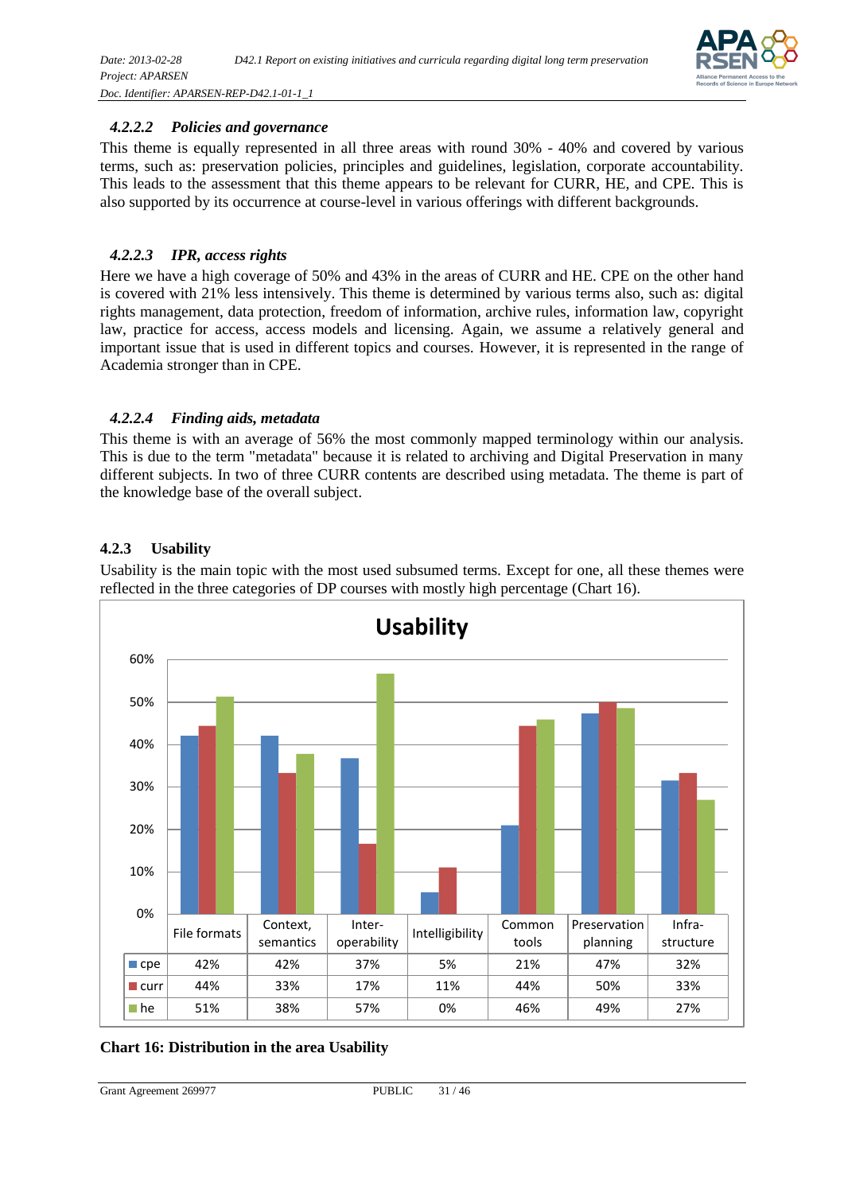#### 4.2.2.2 Policies and governance

This theme is equally represented in all three areas with round 30% - 40% and covered by various terms, such as: preservation policies, principles and guidelines, legislation, corporate accountability. This leads to the assessment that this theme appears to be relevant for CURR, HE, and CPE. This is also supported by its occurrence at course-level in various offerings with different backgrounds.

#### 4.2.2.3 IPR, access rights

Here we have a high coverage of 50% and 43% in the areas of CURR and HE. CPE on the other hand is covered with 21% less intensively. This theme is determined by various terms also, such as: digital rights management, data protection, freedom of information, archive rules, information law, copyright law, practice for access, access models and licensing. Again, we assume a relatively general and important issue that is used in different topics and courses. However, it is represented in the range of Academia stronger than in CPE.

#### 4.2.2.4 Finding aids, metadata

This theme is with an average of 56% the most commonly mapped terminology within our analysis. This is due to the term "metadata" because it is related to archiving and Digital Preservation in many different subjects. In two of three CURR contents are described using metadata. The theme is part of the knowledge base of the overall subject.

### 4.2.3 Usability

Usability is the main topic with the most used subsumed terms. Except for one, all these themes were reflected in the three categories of DP courses with mostly high percentage (Chart 16).

**Usability**

| | File formats | Context, semantics | Inter-operability | Intelligibility | Common tools | Preservation planning | Infra-structure |
|---|---|---|---|---|---|---|---|
| cpe | 42% | 42% | 37% | 5% | 21% | 47% | 32% |
| curr | 44% | 33% | 17% | 11% | 44% | 50% | 33% |
| he | 51% | 38% | 57% | 0% | 46% | 49% | 27% |

**Chart 16: Distribution in the area Usability**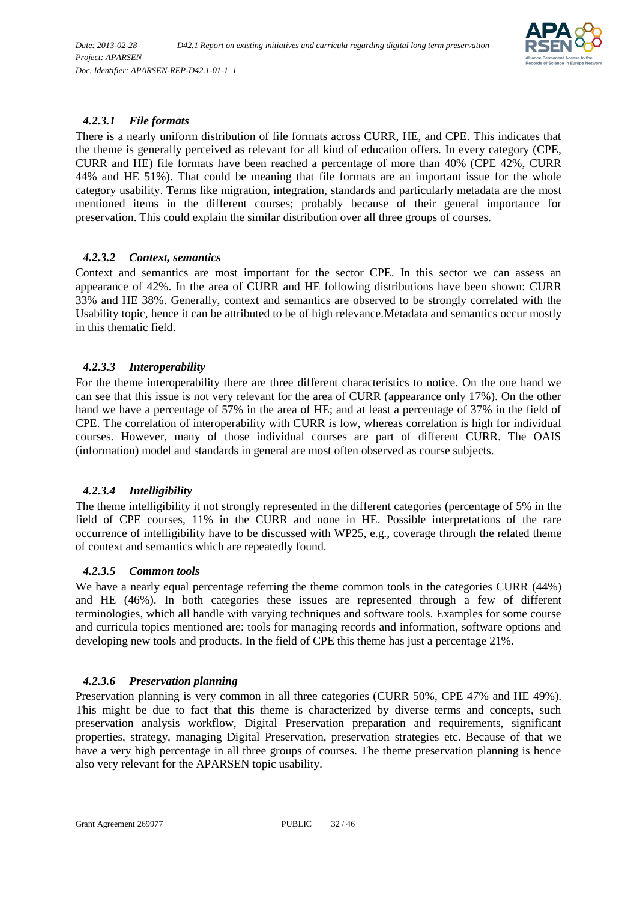#### *4.2.3.1 File formats*

There is a nearly uniform distribution of file formats across CURR, HE, and CPE. This indicates that the theme is generally perceived as relevant for all kind of education offers. In every category (CPE, CURR and HE) file formats have been reached a percentage of more than 40% (CPE 42%, CURR 44% and HE 51%). That could be meaning that file formats are an important issue for the whole category usability. Terms like migration, integration, standards and particularly metadata are the most mentioned items in the different courses; probably because of their general importance for preservation. This could explain the similar distribution over all three groups of courses.

#### *4.2.3.2 Context, semantics*

Context and semantics are most important for the sector CPE. In this sector we can assess an appearance of 42%. In the area of CURR and HE following distributions have been shown: CURR 33% and HE 38%. Generally, context and semantics are observed to be strongly correlated with the Usability topic, hence it can be attributed to be of high relevance.Metadata and semantics occur mostly in this thematic field.

#### *4.2.3.3 Interoperability*

For the theme interoperability there are three different characteristics to notice. On the one hand we can see that this issue is not very relevant for the area of CURR (appearance only 17%). On the other hand we have a percentage of 57% in the area of HE; and at least a percentage of 37% in the field of CPE. The correlation of interoperability with CURR is low, whereas correlation is high for individual courses. However, many of those individual courses are part of different CURR. The OAIS (information) model and standards in general are most often observed as course subjects.

#### *4.2.3.4 Intelligibility*

The theme intelligibility it not strongly represented in the different categories (percentage of 5% in the field of CPE courses, 11% in the CURR and none in HE. Possible interpretations of the rare occurrence of intelligibility have to be discussed with WP25, e.g., coverage through the related theme of context and semantics which are repeatedly found.

#### *4.2.3.5 Common tools*

We have a nearly equal percentage referring the theme common tools in the categories CURR (44%) and HE (46%). In both categories these issues are represented through a few of different terminologies, which all handle with varying techniques and software tools. Examples for some course and curricula topics mentioned are: tools for managing records and information, software options and developing new tools and products. In the field of CPE this theme has just a percentage 21%.

#### *4.2.3.6 Preservation planning*

Preservation planning is very common in all three categories (CURR 50%, CPE 47% and HE 49%). This might be due to fact that this theme is characterized by diverse terms and concepts, such preservation analysis workflow, Digital Preservation preparation and requirements, significant properties, strategy, managing Digital Preservation, preservation strategies etc. Because of that we have a very high percentage in all three groups of courses. The theme preservation planning is hence also very relevant for the APARSEN topic usability.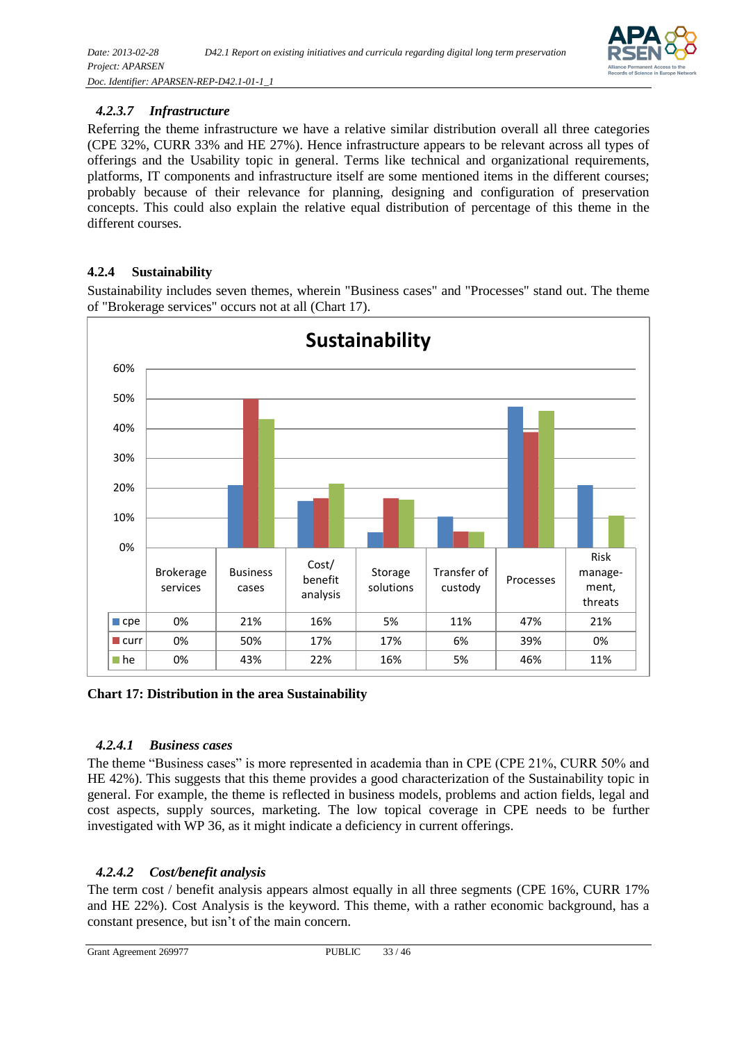#### 4.2.3.7 *Infrastructure*

Referring the theme infrastructure we have a relative similar distribution overall all three categories (CPE 32%, CURR 33% and HE 27%). Hence infrastructure appears to be relevant across all types of offerings and the Usability topic in general. Terms like technical and organizational requirements, platforms, IT components and infrastructure itself are some mentioned items in the different courses; probably because of their relevance for planning, designing and configuration of preservation concepts. This could also explain the relative equal distribution of percentage of this theme in the different courses.

### 4.2.4 Sustainability

Sustainability includes seven themes, wherein "Business cases" and "Processes" stand out. The theme of "Brokerage services" occurs not at all (Chart 17).

**Sustainability**

| | Brokerage services | Business cases | Cost/ benefit analysis | Storage solutions | Transfer of custody | Processes | Risk manage-ment, threats |
|---|---|---|---|---|---|---|---|
| cpe | 0% | 21% | 16% | 5% | 11% | 47% | 21% |
| curr | 0% | 50% | 17% | 17% | 6% | 39% | 0% |
| he | 0% | 43% | 22% | 16% | 5% | 46% | 11% |

**Chart 17: Distribution in the area Sustainability**

#### 4.2.4.1 *Business cases*

The theme "Business cases" is more represented in academia than in CPE (CPE 21%, CURR 50% and HE 42%). This suggests that this theme provides a good characterization of the Sustainability topic in general. For example, the theme is reflected in business models, problems and action fields, legal and cost aspects, supply sources, marketing. The low topical coverage in CPE needs to be further investigated with WP 36, as it might indicate a deficiency in current offerings.

#### 4.2.4.2 *Cost/benefit analysis*

The term cost / benefit analysis appears almost equally in all three segments (CPE 16%, CURR 17% and HE 22%). Cost Analysis is the keyword. This theme, with a rather economic background, has a constant presence, but isn't of the main concern.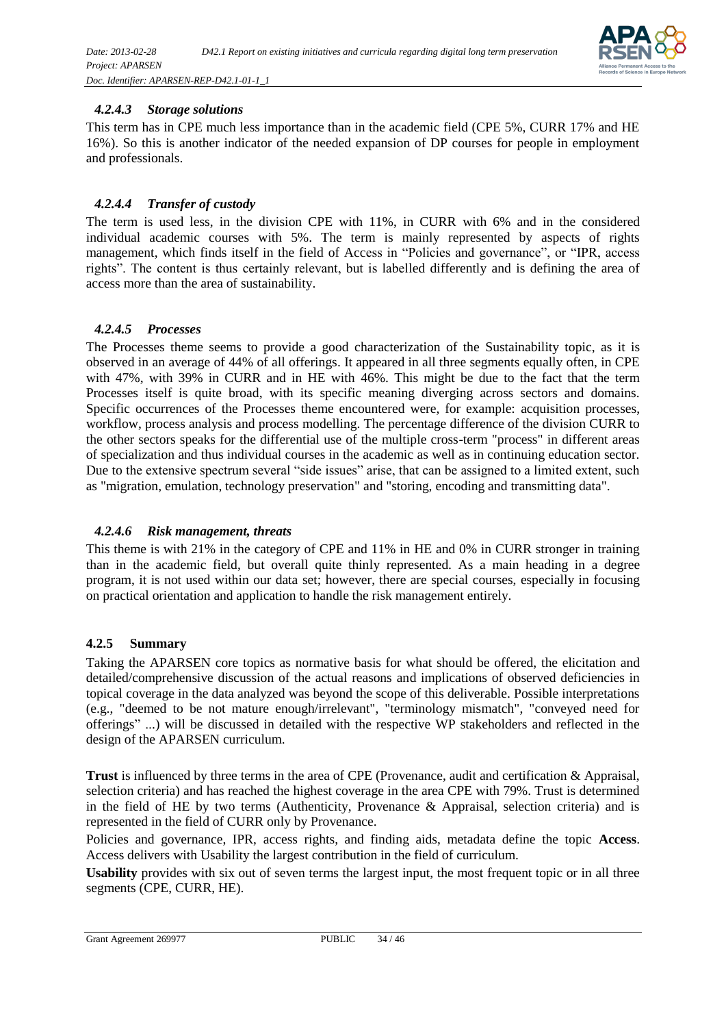#### 4.2.4.3 *Storage solutions*

This term has in CPE much less importance than in the academic field (CPE 5%, CURR 17% and HE 16%). So this is another indicator of the needed expansion of DP courses for people in employment and professionals.

#### 4.2.4.4 *Transfer of custody*

The term is used less, in the division CPE with 11%, in CURR with 6% and in the considered individual academic courses with 5%. The term is mainly represented by aspects of rights management, which finds itself in the field of Access in "Policies and governance", or "IPR, access rights". The content is thus certainly relevant, but is labelled differently and is defining the area of access more than the area of sustainability.

#### 4.2.4.5 *Processes*

The Processes theme seems to provide a good characterization of the Sustainability topic, as it is observed in an average of 44% of all offerings. It appeared in all three segments equally often, in CPE with 47%, with 39% in CURR and in HE with 46%. This might be due to the fact that the term Processes itself is quite broad, with its specific meaning diverging across sectors and domains. Specific occurrences of the Processes theme encountered were, for example: acquisition processes, workflow, process analysis and process modelling. The percentage difference of the division CURR to the other sectors speaks for the differential use of the multiple cross-term "process" in different areas of specialization and thus individual courses in the academic as well as in continuing education sector. Due to the extensive spectrum several "side issues" arise, that can be assigned to a limited extent, such as "migration, emulation, technology preservation" and "storing, encoding and transmitting data".

#### 4.2.4.6 *Risk management, threats*

This theme is with 21% in the category of CPE and 11% in HE and 0% in CURR stronger in training than in the academic field, but overall quite thinly represented. As a main heading in a degree program, it is not used within our data set; however, there are special courses, especially in focusing on practical orientation and application to handle the risk management entirely.

### 4.2.5 Summary

Taking the APARSEN core topics as normative basis for what should be offered, the elicitation and detailed/comprehensive discussion of the actual reasons and implications of observed deficiencies in topical coverage in the data analyzed was beyond the scope of this deliverable. Possible interpretations (e.g., "deemed to be not mature enough/irrelevant", "terminology mismatch", "conveyed need for offerings" ...) will be discussed in detailed with the respective WP stakeholders and reflected in the design of the APARSEN curriculum.

**Trust** is influenced by three terms in the area of CPE (Provenance, audit and certification & Appraisal, selection criteria) and has reached the highest coverage in the area CPE with 79%. Trust is determined in the field of HE by two terms (Authenticity, Provenance & Appraisal, selection criteria) and is represented in the field of CURR only by Provenance.

Policies and governance, IPR, access rights, and finding aids, metadata define the topic **Access**. Access delivers with Usability the largest contribution in the field of curriculum.

**Usability** provides with six out of seven terms the largest input, the most frequent topic or in all three segments (CPE, CURR, HE).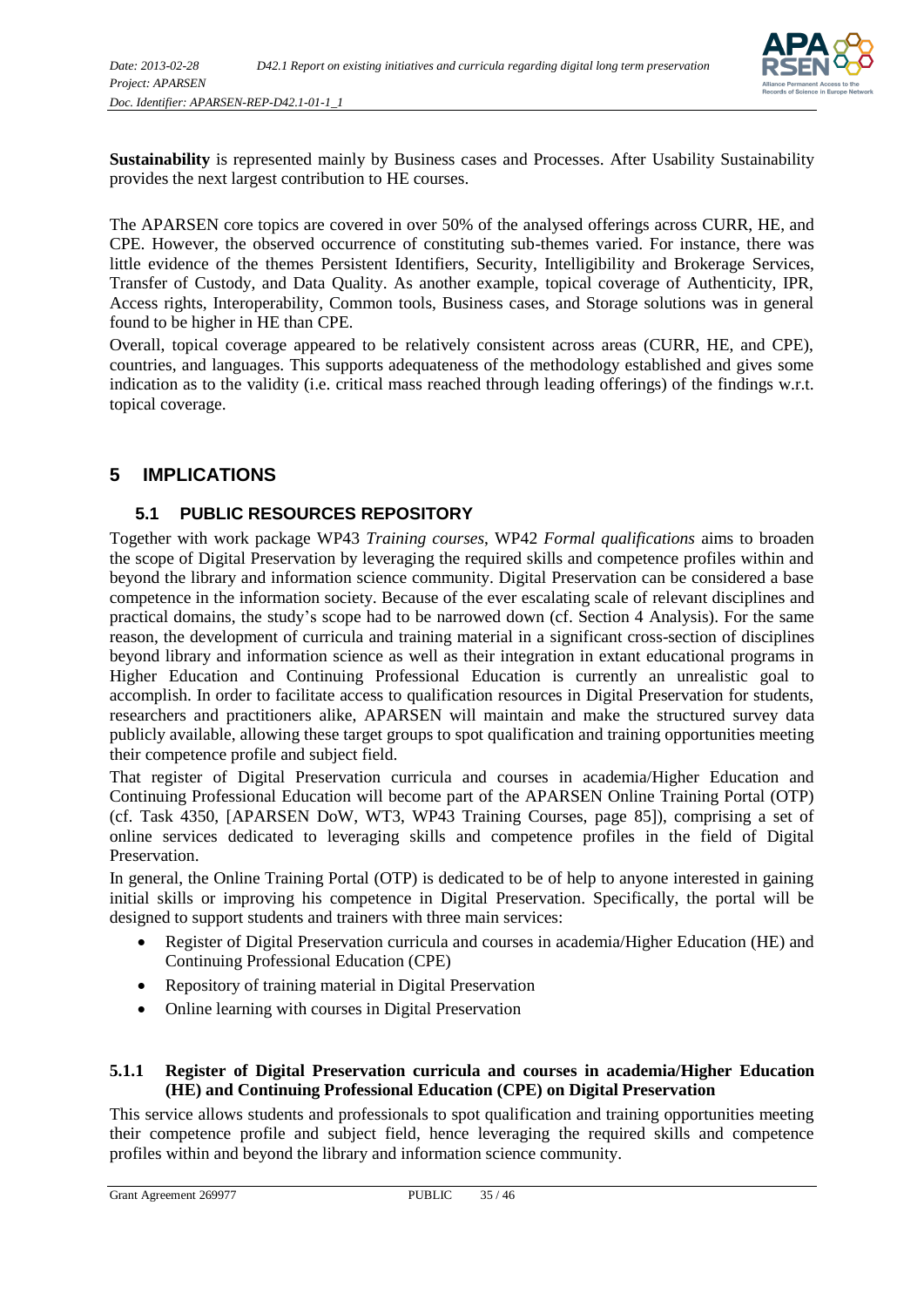**Sustainability** is represented mainly by Business cases and Processes. After Usability Sustainability provides the next largest contribution to HE courses.

The APARSEN core topics are covered in over 50% of the analysed offerings across CURR, HE, and CPE. However, the observed occurrence of constituting sub-themes varied. For instance, there was little evidence of the themes Persistent Identifiers, Security, Intelligibility and Brokerage Services, Transfer of Custody, and Data Quality. As another example, topical coverage of Authenticity, IPR, Access rights, Interoperability, Common tools, Business cases, and Storage solutions was in general found to be higher in HE than CPE.

Overall, topical coverage appeared to be relatively consistent across areas (CURR, HE, and CPE), countries, and languages. This supports adequateness of the methodology established and gives some indication as to the validity (i.e. critical mass reached through leading offerings) of the findings w.r.t. topical coverage.

# 5 IMPLICATIONS

## 5.1 PUBLIC RESOURCES REPOSITORY

Together with work package WP43 *Training courses*, WP42 *Formal qualifications* aims to broaden the scope of Digital Preservation by leveraging the required skills and competence profiles within and beyond the library and information science community. Digital Preservation can be considered a base competence in the information society. Because of the ever escalating scale of relevant disciplines and practical domains, the study's scope had to be narrowed down (cf. Section 4 Analysis). For the same reason, the development of curricula and training material in a significant cross-section of disciplines beyond library and information science as well as their integration in extant educational programs in Higher Education and Continuing Professional Education is currently an unrealistic goal to accomplish. In order to facilitate access to qualification resources in Digital Preservation for students, researchers and practitioners alike, APARSEN will maintain and make the structured survey data publicly available, allowing these target groups to spot qualification and training opportunities meeting their competence profile and subject field.

That register of Digital Preservation curricula and courses in academia/Higher Education and Continuing Professional Education will become part of the APARSEN Online Training Portal (OTP) (cf. Task 4350, [APARSEN DoW, WT3, WP43 Training Courses, page 85]), comprising a set of online services dedicated to leveraging skills and competence profiles in the field of Digital Preservation.

In general, the Online Training Portal (OTP) is dedicated to be of help to anyone interested in gaining initial skills or improving his competence in Digital Preservation. Specifically, the portal will be designed to support students and trainers with three main services:

- Register of Digital Preservation curricula and courses in academia/Higher Education (HE) and Continuing Professional Education (CPE)
- Repository of training material in Digital Preservation
- Online learning with courses in Digital Preservation

### 5.1.1 Register of Digital Preservation curricula and courses in academia/Higher Education (HE) and Continuing Professional Education (CPE) on Digital Preservation

This service allows students and professionals to spot qualification and training opportunities meeting their competence profile and subject field, hence leveraging the required skills and competence profiles within and beyond the library and information science community.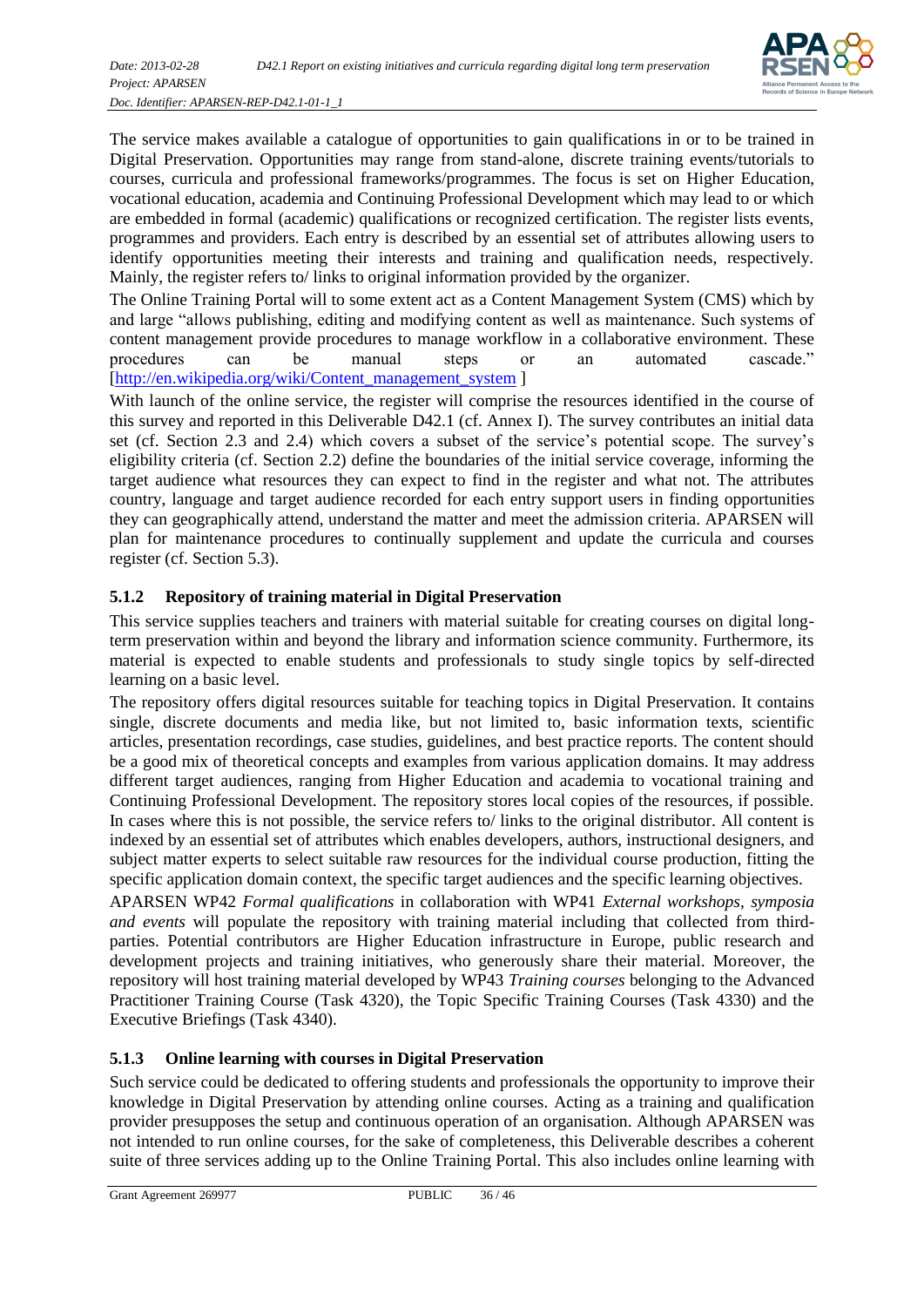The service makes available a catalogue of opportunities to gain qualifications in or to be trained in Digital Preservation. Opportunities may range from stand-alone, discrete training events/tutorials to courses, curricula and professional frameworks/programmes. The focus is set on Higher Education, vocational education, academia and Continuing Professional Development which may lead to or which are embedded in formal (academic) qualifications or recognized certification. The register lists events, programmes and providers. Each entry is described by an essential set of attributes allowing users to identify opportunities meeting their interests and training and qualification needs, respectively. Mainly, the register refers to/ links to original information provided by the organizer.

The Online Training Portal will to some extent act as a Content Management System (CMS) which by and large "allows publishing, editing and modifying content as well as maintenance. Such systems of content management provide procedures to manage workflow in a collaborative environment. These procedures can be manual steps or an automated cascade." [http://en.wikipedia.org/wiki/Content_management_system ]

With launch of the online service, the register will comprise the resources identified in the course of this survey and reported in this Deliverable D42.1 (cf. Annex I). The survey contributes an initial data set (cf. Section 2.3 and 2.4) which covers a subset of the service's potential scope. The survey's eligibility criteria (cf. Section 2.2) define the boundaries of the initial service coverage, informing the target audience what resources they can expect to find in the register and what not. The attributes country, language and target audience recorded for each entry support users in finding opportunities they can geographically attend, understand the matter and meet the admission criteria. APARSEN will plan for maintenance procedures to continually supplement and update the curricula and courses register (cf. Section 5.3).

### 5.1.2 Repository of training material in Digital Preservation

This service supplies teachers and trainers with material suitable for creating courses on digital long-term preservation within and beyond the library and information science community. Furthermore, its material is expected to enable students and professionals to study single topics by self-directed learning on a basic level.

The repository offers digital resources suitable for teaching topics in Digital Preservation. It contains single, discrete documents and media like, but not limited to, basic information texts, scientific articles, presentation recordings, case studies, guidelines, and best practice reports. The content should be a good mix of theoretical concepts and examples from various application domains. It may address different target audiences, ranging from Higher Education and academia to vocational training and Continuing Professional Development. The repository stores local copies of the resources, if possible. In cases where this is not possible, the service refers to/ links to the original distributor. All content is indexed by an essential set of attributes which enables developers, authors, instructional designers, and subject matter experts to select suitable raw resources for the individual course production, fitting the specific application domain context, the specific target audiences and the specific learning objectives.

APARSEN WP42 *Formal qualifications* in collaboration with WP41 *External workshops, symposia and events* will populate the repository with training material including that collected from third-parties. Potential contributors are Higher Education infrastructure in Europe, public research and development projects and training initiatives, who generously share their material. Moreover, the repository will host training material developed by WP43 *Training courses* belonging to the Advanced Practitioner Training Course (Task 4320), the Topic Specific Training Courses (Task 4330) and the Executive Briefings (Task 4340).

### 5.1.3 Online learning with courses in Digital Preservation

Such service could be dedicated to offering students and professionals the opportunity to improve their knowledge in Digital Preservation by attending online courses. Acting as a training and qualification provider presupposes the setup and continuous operation of an organisation. Although APARSEN was not intended to run online courses, for the sake of completeness, this Deliverable describes a coherent suite of three services adding up to the Online Training Portal. This also includes online learning with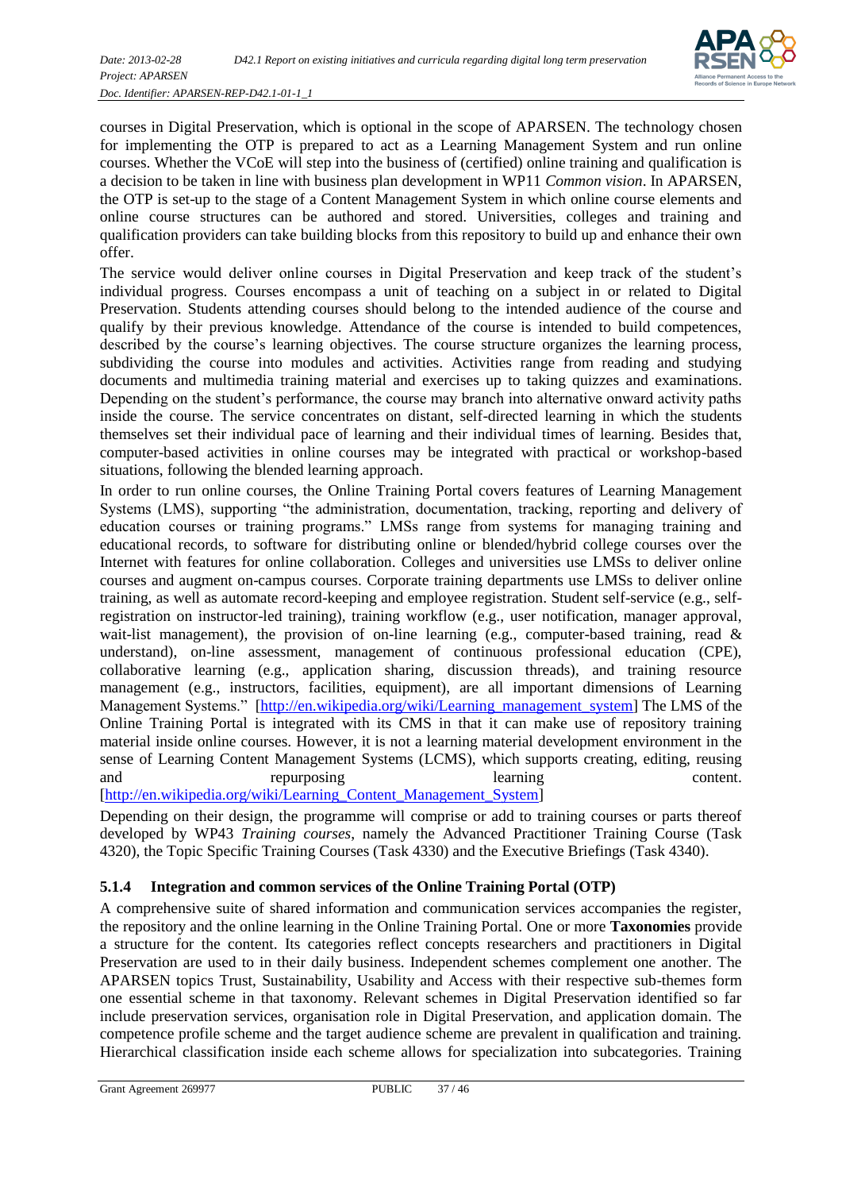courses in Digital Preservation, which is optional in the scope of APARSEN. The technology chosen for implementing the OTP is prepared to act as a Learning Management System and run online courses. Whether the VCoE will step into the business of (certified) online training and qualification is a decision to be taken in line with business plan development in WP11 *Common vision*. In APARSEN, the OTP is set-up to the stage of a Content Management System in which online course elements and online course structures can be authored and stored. Universities, colleges and training and qualification providers can take building blocks from this repository to build up and enhance their own offer.

The service would deliver online courses in Digital Preservation and keep track of the student's individual progress. Courses encompass a unit of teaching on a subject in or related to Digital Preservation. Students attending courses should belong to the intended audience of the course and qualify by their previous knowledge. Attendance of the course is intended to build competences, described by the course's learning objectives. The course structure organizes the learning process, subdividing the course into modules and activities. Activities range from reading and studying documents and multimedia training material and exercises up to taking quizzes and examinations. Depending on the student's performance, the course may branch into alternative onward activity paths inside the course. The service concentrates on distant, self-directed learning in which the students themselves set their individual pace of learning and their individual times of learning. Besides that, computer-based activities in online courses may be integrated with practical or workshop-based situations, following the blended learning approach.

In order to run online courses, the Online Training Portal covers features of Learning Management Systems (LMS), supporting "the administration, documentation, tracking, reporting and delivery of education courses or training programs." LMSs range from systems for managing training and educational records, to software for distributing online or blended/hybrid college courses over the Internet with features for online collaboration. Colleges and universities use LMSs to deliver online courses and augment on-campus courses. Corporate training departments use LMSs to deliver online training, as well as automate record-keeping and employee registration. Student self-service (e.g., self-registration on instructor-led training), training workflow (e.g., user notification, manager approval, wait-list management), the provision of on-line learning (e.g., computer-based training, read & understand), on-line assessment, management of continuous professional education (CPE), collaborative learning (e.g., application sharing, discussion threads), and training resource management (e.g., instructors, facilities, equipment), are all important dimensions of Learning Management Systems." [http://en.wikipedia.org/wiki/Learning_management_system] The LMS of the Online Training Portal is integrated with its CMS in that it can make use of repository training material inside online courses. However, it is not a learning material development environment in the sense of Learning Content Management Systems (LCMS), which supports creating, editing, reusing and repurposing learning content. [http://en.wikipedia.org/wiki/Learning_Content_Management_System]

Depending on their design, the programme will comprise or add to training courses or parts thereof developed by WP43 *Training courses*, namely the Advanced Practitioner Training Course (Task 4320), the Topic Specific Training Courses (Task 4330) and the Executive Briefings (Task 4340).

### 5.1.4 Integration and common services of the Online Training Portal (OTP)

A comprehensive suite of shared information and communication services accompanies the register, the repository and the online learning in the Online Training Portal. One or more **Taxonomies** provide a structure for the content. Its categories reflect concepts researchers and practitioners in Digital Preservation are used to in their daily business. Independent schemes complement one another. The APARSEN topics Trust, Sustainability, Usability and Access with their respective sub-themes form one essential scheme in that taxonomy. Relevant schemes in Digital Preservation identified so far include preservation services, organisation role in Digital Preservation, and application domain. The competence profile scheme and the target audience scheme are prevalent in qualification and training. Hierarchical classification inside each scheme allows for specialization into subcategories. Training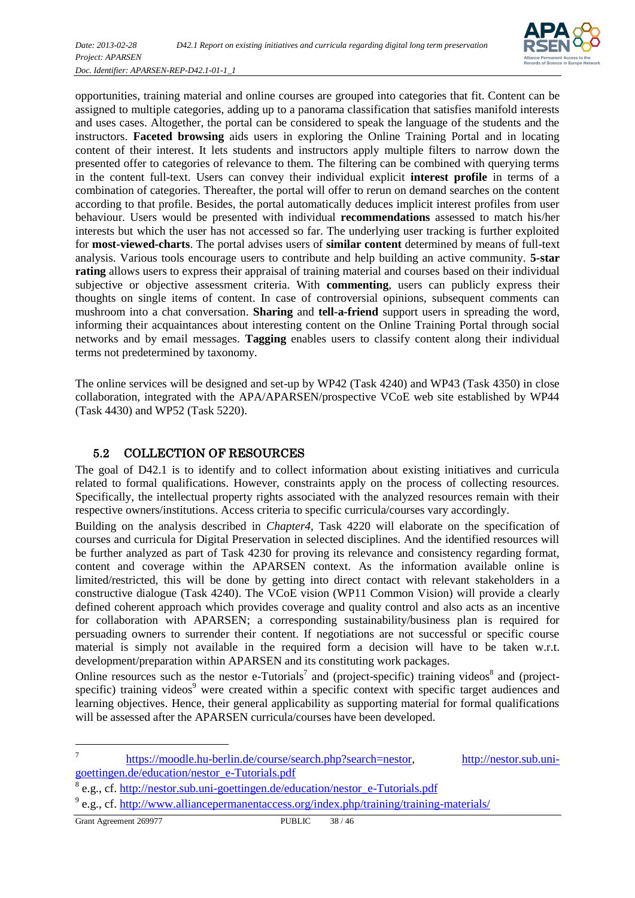opportunities, training material and online courses are grouped into categories that fit. Content can be assigned to multiple categories, adding up to a panorama classification that satisfies manifold interests and uses cases. Altogether, the portal can be considered to speak the language of the students and the instructors. **Faceted browsing** aids users in exploring the Online Training Portal and in locating content of their interest. It lets students and instructors apply multiple filters to narrow down the presented offer to categories of relevance to them. The filtering can be combined with querying terms in the content full-text. Users can convey their individual explicit **interest profile** in terms of a combination of categories. Thereafter, the portal will offer to rerun on demand searches on the content according to that profile. Besides, the portal automatically deduces implicit interest profiles from user behaviour. Users would be presented with individual **recommendations** assessed to match his/her interests but which the user has not accessed so far. The underlying user tracking is further exploited for **most-viewed-charts**. The portal advises users of **similar content** determined by means of full-text analysis. Various tools encourage users to contribute and help building an active community. **5-star rating** allows users to express their appraisal of training material and courses based on their individual subjective or objective assessment criteria. With **commenting**, users can publicly express their thoughts on single items of content. In case of controversial opinions, subsequent comments can mushroom into a chat conversation. **Sharing** and **tell-a-friend** support users in spreading the word, informing their acquaintances about interesting content on the Online Training Portal through social networks and by email messages. **Tagging** enables users to classify content along their individual terms not predetermined by taxonomy.

The online services will be designed and set-up by WP42 (Task 4240) and WP43 (Task 4350) in close collaboration, integrated with the APA/APARSEN/prospective VCoE web site established by WP44 (Task 4430) and WP52 (Task 5220).

## 5.2 COLLECTION OF RESOURCES

The goal of D42.1 is to identify and to collect information about existing initiatives and curricula related to formal qualifications. However, constraints apply on the process of collecting resources. Specifically, the intellectual property rights associated with the analyzed resources remain with their respective owners/institutions. Access criteria to specific curricula/courses vary accordingly.

Building on the analysis described in *Chapter4*, Task 4220 will elaborate on the specification of courses and curricula for Digital Preservation in selected disciplines. And the identified resources will be further analyzed as part of Task 4230 for proving its relevance and consistency regarding format, content and coverage within the APARSEN context. As the information available online is limited/restricted, this will be done by getting into direct contact with relevant stakeholders in a constructive dialogue (Task 4240). The VCoE vision (WP11 Common Vision) will provide a clearly defined coherent approach which provides coverage and quality control and also acts as an incentive for collaboration with APARSEN; a corresponding sustainability/business plan is required for persuading owners to surrender their content. If negotiations are not successful or specific course material is simply not available in the required form a decision will have to be taken w.r.t. development/preparation within APARSEN and its constituting work packages.

Online resources such as the nestor e-Tutorials[7] and (project-specific) training videos[8] and (project-specific) training videos[9] were created within a specific context with specific target audiences and learning objectives. Hence, their general applicability as supporting material for formal qualifications will be assessed after the APARSEN curricula/courses have been developed.

[7] https://moodle.hu-berlin.de/course/search.php?search=nestor, http://nestor.sub.uni-goettingen.de/education/nestor_e-Tutorials.pdf

[8] e.g., cf. http://nestor.sub.uni-goettingen.de/education/nestor_e-Tutorials.pdf

[9] e.g., cf. http://www.alliancepermanentaccess.org/index.php/training/training-materials/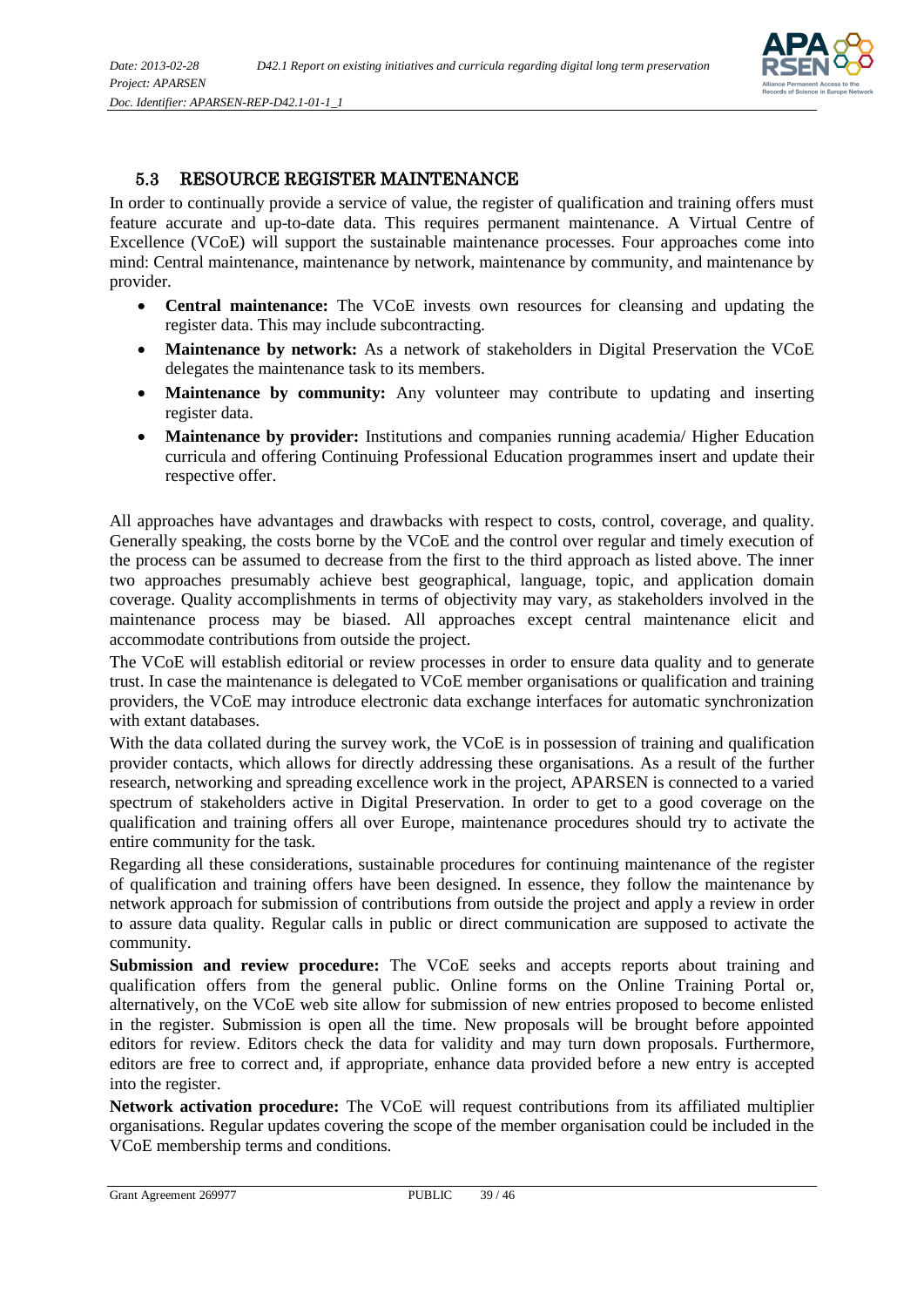## 5.3 RESOURCE REGISTER MAINTENANCE

In order to continually provide a service of value, the register of qualification and training offers must feature accurate and up-to-date data. This requires permanent maintenance. A Virtual Centre of Excellence (VCoE) will support the sustainable maintenance processes. Four approaches come into mind: Central maintenance, maintenance by network, maintenance by community, and maintenance by provider.

- **Central maintenance:** The VCoE invests own resources for cleansing and updating the register data. This may include subcontracting.
- **Maintenance by network:** As a network of stakeholders in Digital Preservation the VCoE delegates the maintenance task to its members.
- **Maintenance by community:** Any volunteer may contribute to updating and inserting register data.
- **Maintenance by provider:** Institutions and companies running academia/ Higher Education curricula and offering Continuing Professional Education programmes insert and update their respective offer.

All approaches have advantages and drawbacks with respect to costs, control, coverage, and quality. Generally speaking, the costs borne by the VCoE and the control over regular and timely execution of the process can be assumed to decrease from the first to the third approach as listed above. The inner two approaches presumably achieve best geographical, language, topic, and application domain coverage. Quality accomplishments in terms of objectivity may vary, as stakeholders involved in the maintenance process may be biased. All approaches except central maintenance elicit and accommodate contributions from outside the project.

The VCoE will establish editorial or review processes in order to ensure data quality and to generate trust. In case the maintenance is delegated to VCoE member organisations or qualification and training providers, the VCoE may introduce electronic data exchange interfaces for automatic synchronization with extant databases.

With the data collated during the survey work, the VCoE is in possession of training and qualification provider contacts, which allows for directly addressing these organisations. As a result of the further research, networking and spreading excellence work in the project, APARSEN is connected to a varied spectrum of stakeholders active in Digital Preservation. In order to get to a good coverage on the qualification and training offers all over Europe, maintenance procedures should try to activate the entire community for the task.

Regarding all these considerations, sustainable procedures for continuing maintenance of the register of qualification and training offers have been designed. In essence, they follow the maintenance by network approach for submission of contributions from outside the project and apply a review in order to assure data quality. Regular calls in public or direct communication are supposed to activate the community.

**Submission and review procedure:** The VCoE seeks and accepts reports about training and qualification offers from the general public. Online forms on the Online Training Portal or, alternatively, on the VCoE web site allow for submission of new entries proposed to become enlisted in the register. Submission is open all the time. New proposals will be brought before appointed editors for review. Editors check the data for validity and may turn down proposals. Furthermore, editors are free to correct and, if appropriate, enhance data provided before a new entry is accepted into the register.

**Network activation procedure:** The VCoE will request contributions from its affiliated multiplier organisations. Regular updates covering the scope of the member organisation could be included in the VCoE membership terms and conditions.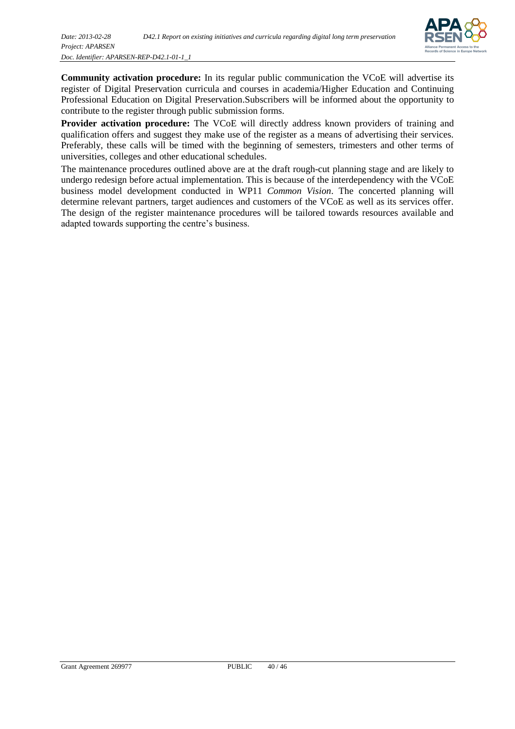**Community activation procedure:** In its regular public communication the VCoE will advertise its register of Digital Preservation curricula and courses in academia/Higher Education and Continuing Professional Education on Digital Preservation.Subscribers will be informed about the opportunity to contribute to the register through public submission forms.

**Provider activation procedure:** The VCoE will directly address known providers of training and qualification offers and suggest they make use of the register as a means of advertising their services. Preferably, these calls will be timed with the beginning of semesters, trimesters and other terms of universities, colleges and other educational schedules.

The maintenance procedures outlined above are at the draft rough-cut planning stage and are likely to undergo redesign before actual implementation. This is because of the interdependency with the VCoE business model development conducted in WP11 *Common Vision*. The concerted planning will determine relevant partners, target audiences and customers of the VCoE as well as its services offer. The design of the register maintenance procedures will be tailored towards resources available and adapted towards supporting the centre's business.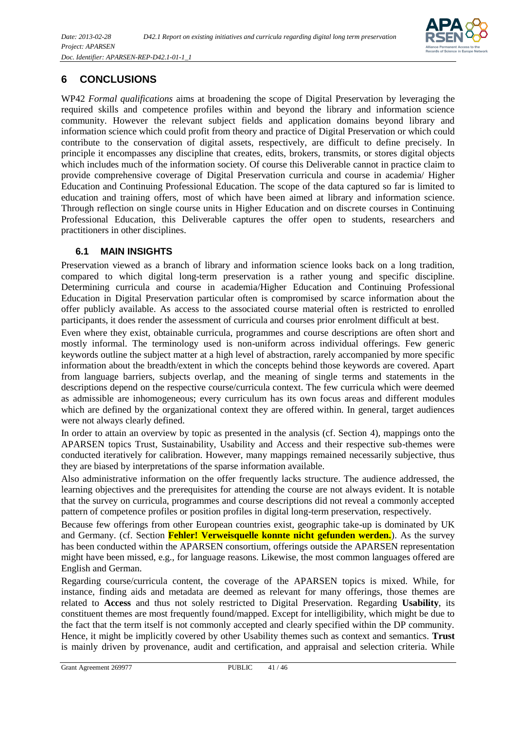# 6 CONCLUSIONS

WP42 *Formal qualifications* aims at broadening the scope of Digital Preservation by leveraging the required skills and competence profiles within and beyond the library and information science community. However the relevant subject fields and application domains beyond library and information science which could profit from theory and practice of Digital Preservation or which could contribute to the conservation of digital assets, respectively, are difficult to define precisely. In principle it encompasses any discipline that creates, edits, brokers, transmits, or stores digital objects which includes much of the information society. Of course this Deliverable cannot in practice claim to provide comprehensive coverage of Digital Preservation curricula and course in academia/ Higher Education and Continuing Professional Education. The scope of the data captured so far is limited to education and training offers, most of which have been aimed at library and information science. Through reflection on single course units in Higher Education and on discrete courses in Continuing Professional Education, this Deliverable captures the offer open to students, researchers and practitioners in other disciplines.

## 6.1 MAIN INSIGHTS

Preservation viewed as a branch of library and information science looks back on a long tradition, compared to which digital long-term preservation is a rather young and specific discipline. Determining curricula and course in academia/Higher Education and Continuing Professional Education in Digital Preservation particular often is compromised by scarce information about the offer publicly available. As access to the associated course material often is restricted to enrolled participants, it does render the assessment of curricula and courses prior enrolment difficult at best.

Even where they exist, obtainable curricula, programmes and course descriptions are often short and mostly informal. The terminology used is non-uniform across individual offerings. Few generic keywords outline the subject matter at a high level of abstraction, rarely accompanied by more specific information about the breadth/extent in which the concepts behind those keywords are covered. Apart from language barriers, subjects overlap, and the meaning of single terms and statements in the descriptions depend on the respective course/curricula context. The few curricula which were deemed as admissible are inhomogeneous; every curriculum has its own focus areas and different modules which are defined by the organizational context they are offered within. In general, target audiences were not always clearly defined.

In order to attain an overview by topic as presented in the analysis (cf. Section 4), mappings onto the APARSEN topics Trust, Sustainability, Usability and Access and their respective sub-themes were conducted iteratively for calibration. However, many mappings remained necessarily subjective, thus they are biased by interpretations of the sparse information available.

Also administrative information on the offer frequently lacks structure. The audience addressed, the learning objectives and the prerequisites for attending the course are not always evident. It is notable that the survey on curricula, programmes and course descriptions did not reveal a commonly accepted pattern of competence profiles or position profiles in digital long-term preservation, respectively.

Because few offerings from other European countries exist, geographic take-up is dominated by UK and Germany. (cf. Section **Fehler! Verweisquelle konnte nicht gefunden werden.**). As the survey has been conducted within the APARSEN consortium, offerings outside the APARSEN representation might have been missed, e.g., for language reasons. Likewise, the most common languages offered are English and German.

Regarding course/curricula content, the coverage of the APARSEN topics is mixed. While, for instance, finding aids and metadata are deemed as relevant for many offerings, those themes are related to **Access** and thus not solely restricted to Digital Preservation. Regarding **Usability**, its constituent themes are most frequently found/mapped. Except for intelligibility, which might be due to the fact that the term itself is not commonly accepted and clearly specified within the DP community. Hence, it might be implicitly covered by other Usability themes such as context and semantics. **Trust** is mainly driven by provenance, audit and certification, and appraisal and selection criteria. While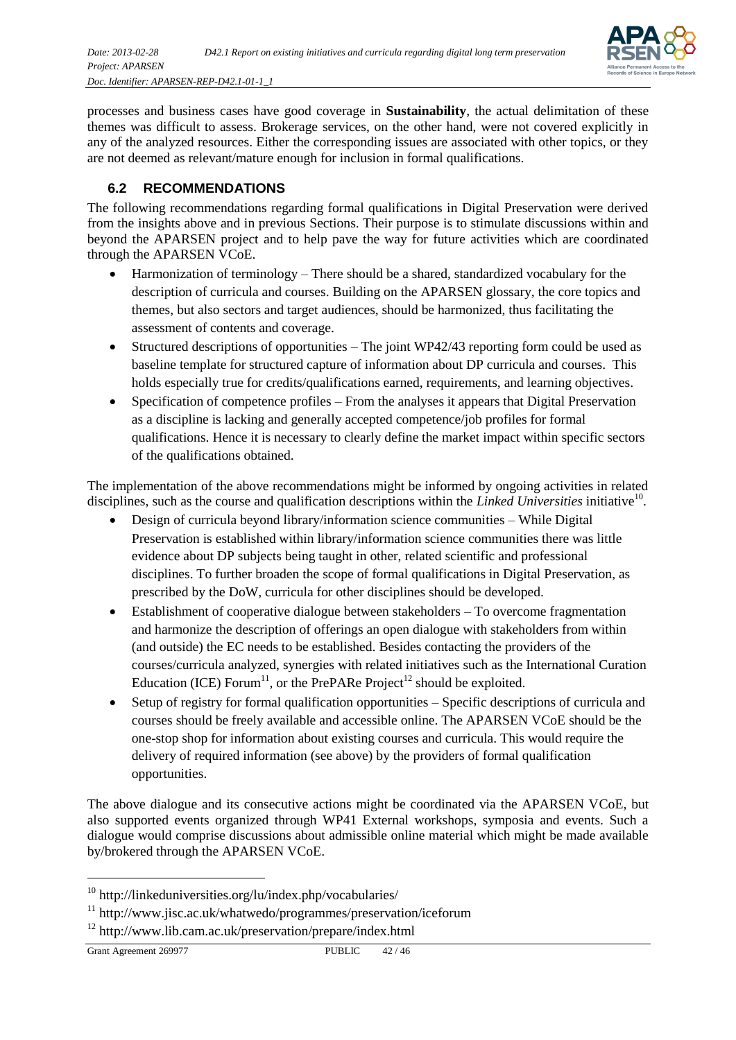processes and business cases have good coverage in **Sustainability**, the actual delimitation of these themes was difficult to assess. Brokerage services, on the other hand, were not covered explicitly in any of the analyzed resources. Either the corresponding issues are associated with other topics, or they are not deemed as relevant/mature enough for inclusion in formal qualifications.

## 6.2 RECOMMENDATIONS

The following recommendations regarding formal qualifications in Digital Preservation were derived from the insights above and in previous Sections. Their purpose is to stimulate discussions within and beyond the APARSEN project and to help pave the way for future activities which are coordinated through the APARSEN VCoE.

- Harmonization of terminology – There should be a shared, standardized vocabulary for the description of curricula and courses. Building on the APARSEN glossary, the core topics and themes, but also sectors and target audiences, should be harmonized, thus facilitating the assessment of contents and coverage.
- Structured descriptions of opportunities – The joint WP42/43 reporting form could be used as baseline template for structured capture of information about DP curricula and courses. This holds especially true for credits/qualifications earned, requirements, and learning objectives.
- Specification of competence profiles – From the analyses it appears that Digital Preservation as a discipline is lacking and generally accepted competence/job profiles for formal qualifications. Hence it is necessary to clearly define the market impact within specific sectors of the qualifications obtained.

The implementation of the above recommendations might be informed by ongoing activities in related disciplines, such as the course and qualification descriptions within the *Linked Universities* initiative[10].

- Design of curricula beyond library/information science communities – While Digital Preservation is established within library/information science communities there was little evidence about DP subjects being taught in other, related scientific and professional disciplines. To further broaden the scope of formal qualifications in Digital Preservation, as prescribed by the DoW, curricula for other disciplines should be developed.
- Establishment of cooperative dialogue between stakeholders – To overcome fragmentation and harmonize the description of offerings an open dialogue with stakeholders from within (and outside) the EC needs to be established. Besides contacting the providers of the courses/curricula analyzed, synergies with related initiatives such as the International Curation Education (ICE) Forum[11], or the PrePARe Project[12] should be exploited.
- Setup of registry for formal qualification opportunities – Specific descriptions of curricula and courses should be freely available and accessible online. The APARSEN VCoE should be the one-stop shop for information about existing courses and curricula. This would require the delivery of required information (see above) by the providers of formal qualification opportunities.

The above dialogue and its consecutive actions might be coordinated via the APARSEN VCoE, but also supported events organized through WP41 External workshops, symposia and events. Such a dialogue would comprise discussions about admissible online material which might be made available by/brokered through the APARSEN VCoE.

---

[10] http://linkeduniversities.org/lu/index.php/vocabularies/

[11] http://www.jisc.ac.uk/whatwedo/programmes/preservation/iceforum

[12] http://www.lib.cam.ac.uk/preservation/prepare/index.html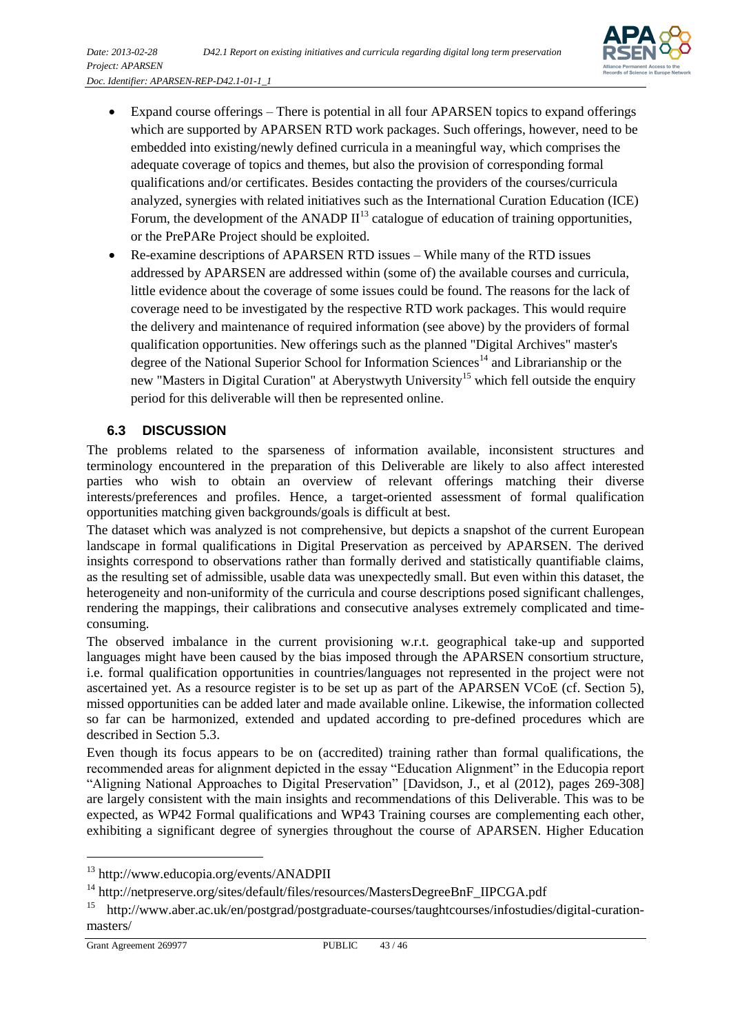- Expand course offerings – There is potential in all four APARSEN topics to expand offerings which are supported by APARSEN RTD work packages. Such offerings, however, need to be embedded into existing/newly defined curricula in a meaningful way, which comprises the adequate coverage of topics and themes, but also the provision of corresponding formal qualifications and/or certificates. Besides contacting the providers of the courses/curricula analyzed, synergies with related initiatives such as the International Curation Education (ICE) Forum, the development of the ANADP II[13] catalogue of education of training opportunities, or the PrePARe Project should be exploited.
- Re-examine descriptions of APARSEN RTD issues – While many of the RTD issues addressed by APARSEN are addressed within (some of) the available courses and curricula, little evidence about the coverage of some issues could be found. The reasons for the lack of coverage need to be investigated by the respective RTD work packages. This would require the delivery and maintenance of required information (see above) by the providers of formal qualification opportunities. New offerings such as the planned "Digital Archives" master's degree of the National Superior School for Information Sciences[14] and Librarianship or the new "Masters in Digital Curation" at Aberystwyth University[15] which fell outside the enquiry period for this deliverable will then be represented online.

### 6.3 DISCUSSION

The problems related to the sparseness of information available, inconsistent structures and terminology encountered in the preparation of this Deliverable are likely to also affect interested parties who wish to obtain an overview of relevant offerings matching their diverse interests/preferences and profiles. Hence, a target-oriented assessment of formal qualification opportunities matching given backgrounds/goals is difficult at best.

The dataset which was analyzed is not comprehensive, but depicts a snapshot of the current European landscape in formal qualifications in Digital Preservation as perceived by APARSEN. The derived insights correspond to observations rather than formally derived and statistically quantifiable claims, as the resulting set of admissible, usable data was unexpectedly small. But even within this dataset, the heterogeneity and non-uniformity of the curricula and course descriptions posed significant challenges, rendering the mappings, their calibrations and consecutive analyses extremely complicated and time-consuming.

The observed imbalance in the current provisioning w.r.t. geographical take-up and supported languages might have been caused by the bias imposed through the APARSEN consortium structure, i.e. formal qualification opportunities in countries/languages not represented in the project were not ascertained yet. As a resource register is to be set up as part of the APARSEN VCoE (cf. Section 5), missed opportunities can be added later and made available online. Likewise, the information collected so far can be harmonized, extended and updated according to pre-defined procedures which are described in Section 5.3.

Even though its focus appears to be on (accredited) training rather than formal qualifications, the recommended areas for alignment depicted in the essay "Education Alignment" in the Educopia report "Aligning National Approaches to Digital Preservation" [Davidson, J., et al (2012), pages 269-308] are largely consistent with the main insights and recommendations of this Deliverable. This was to be expected, as WP42 Formal qualifications and WP43 Training courses are complementing each other, exhibiting a significant degree of synergies throughout the course of APARSEN. Higher Education

---

[13] http://www.educopia.org/events/ANADPII

[14] http://netpreserve.org/sites/default/files/resources/MastersDegreeBnF_IIPCGA.pdf

[15] http://www.aber.ac.uk/en/postgrad/postgraduate-courses/taughtcourses/infostudies/digital-curation-masters/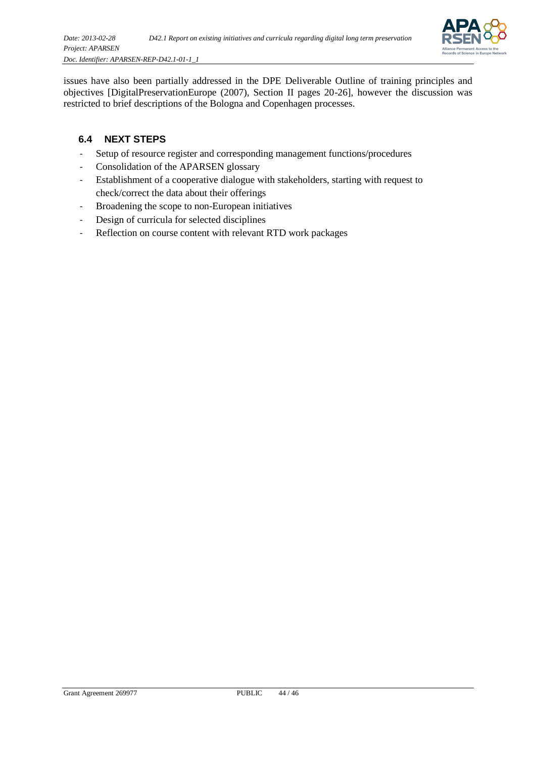issues have also been partially addressed in the DPE Deliverable Outline of training principles and objectives [DigitalPreservationEurope (2007), Section II pages 20-26], however the discussion was restricted to brief descriptions of the Bologna and Copenhagen processes.

### 6.4 NEXT STEPS

- Setup of resource register and corresponding management functions/procedures
- Consolidation of the APARSEN glossary
- Establishment of a cooperative dialogue with stakeholders, starting with request to check/correct the data about their offerings
- Broadening the scope to non-European initiatives
- Design of curricula for selected disciplines
- Reflection on course content with relevant RTD work packages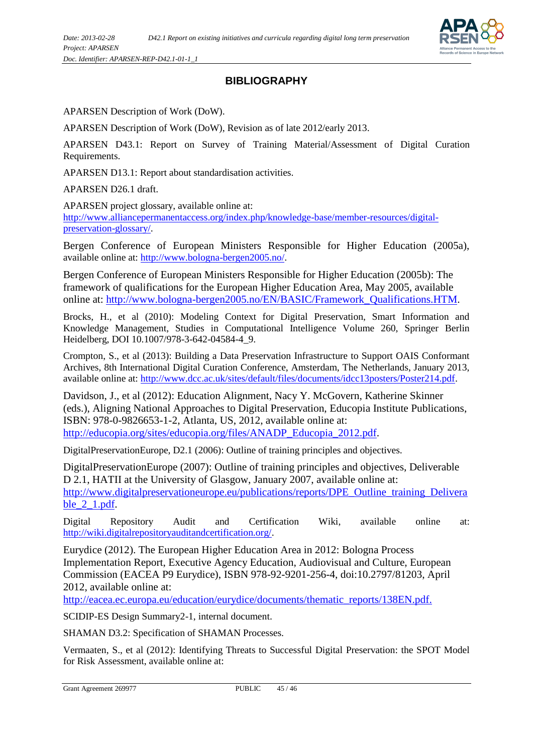# BIBLIOGRAPHY

APARSEN Description of Work (DoW).

APARSEN Description of Work (DoW), Revision as of late 2012/early 2013.

APARSEN D43.1: Report on Survey of Training Material/Assessment of Digital Curation Requirements.

APARSEN D13.1: Report about standardisation activities.

APARSEN D26.1 draft.

APARSEN project glossary, available online at: http://www.alliancepermanentaccess.org/index.php/knowledge-base/member-resources/digital-preservation-glossary/.

Bergen Conference of European Ministers Responsible for Higher Education (2005a), available online at: http://www.bologna-bergen2005.no/.

Bergen Conference of European Ministers Responsible for Higher Education (2005b): The framework of qualifications for the European Higher Education Area, May 2005, available online at: http://www.bologna-bergen2005.no/EN/BASIC/Framework_Qualifications.HTM.

Brocks, H., et al (2010): Modeling Context for Digital Preservation, Smart Information and Knowledge Management, Studies in Computational Intelligence Volume 260, Springer Berlin Heidelberg, DOI 10.1007/978-3-642-04584-4_9.

Crompton, S., et al (2013): Building a Data Preservation Infrastructure to Support OAIS Conformant Archives, 8th International Digital Curation Conference, Amsterdam, The Netherlands, January 2013, available online at: http://www.dcc.ac.uk/sites/default/files/documents/idcc13posters/Poster214.pdf.

Davidson, J., et al (2012): Education Alignment, Nacy Y. McGovern, Katherine Skinner (eds.), Aligning National Approaches to Digital Preservation, Educopia Institute Publications, ISBN: 978-0-9826653-1-2, Atlanta, US, 2012, available online at: http://educopia.org/sites/educopia.org/files/ANADP_Educopia_2012.pdf.

DigitalPreservationEurope, D2.1 (2006): Outline of training principles and objectives.

DigitalPreservationEurope (2007): Outline of training principles and objectives, Deliverable D 2.1, HATII at the University of Glasgow, January 2007, available online at: http://www.digitalpreservationeurope.eu/publications/reports/DPE_Outline_training_Deliverable_2_1.pdf.

Digital Repository Audit and Certification Wiki, available online at: http://wiki.digitalrepositoryauditandcertification.org/.

Eurydice (2012). The European Higher Education Area in 2012: Bologna Process Implementation Report, Executive Agency Education, Audiovisual and Culture, European Commission (EACEA P9 Eurydice), ISBN 978-92-9201-256-4, doi:10.2797/81203, April 2012, available online at: http://eacea.ec.europa.eu/education/eurydice/documents/thematic_reports/138EN.pdf.

SCIDIP-ES Design Summary2-1, internal document.

SHAMAN D3.2: Specification of SHAMAN Processes.

Vermaaten, S., et al (2012): Identifying Threats to Successful Digital Preservation: the SPOT Model for Risk Assessment, available online at: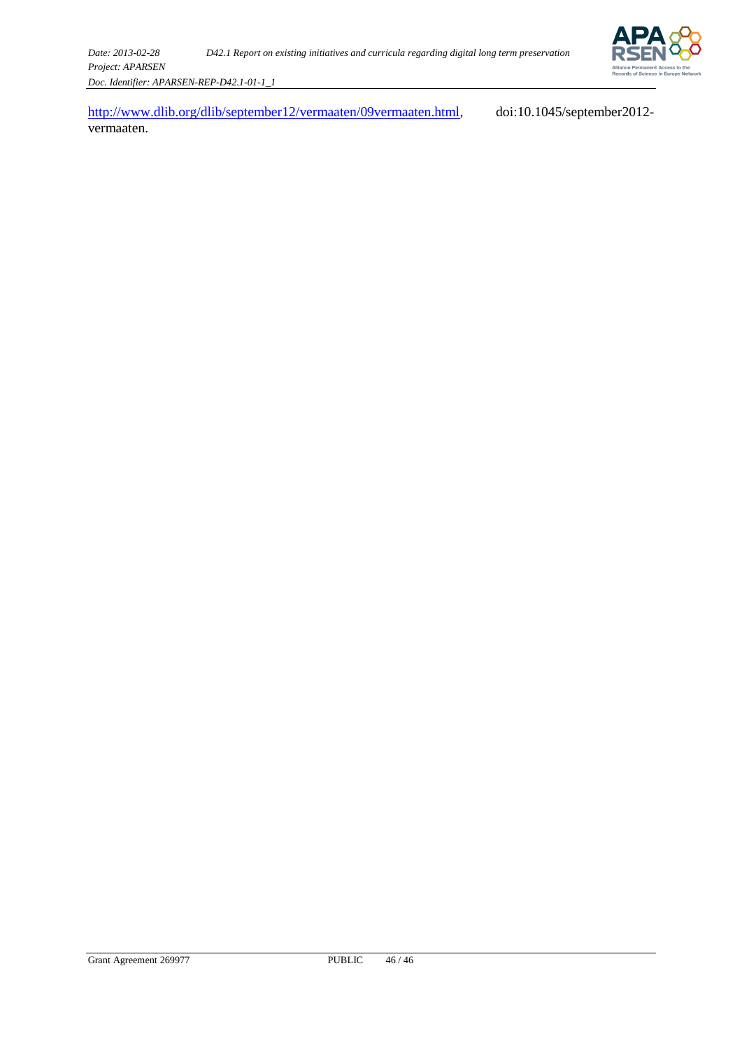http://www.dlib.org/dlib/september12/vermaaten/09vermaaten.html, doi:10.1045/september2012-vermaaten.